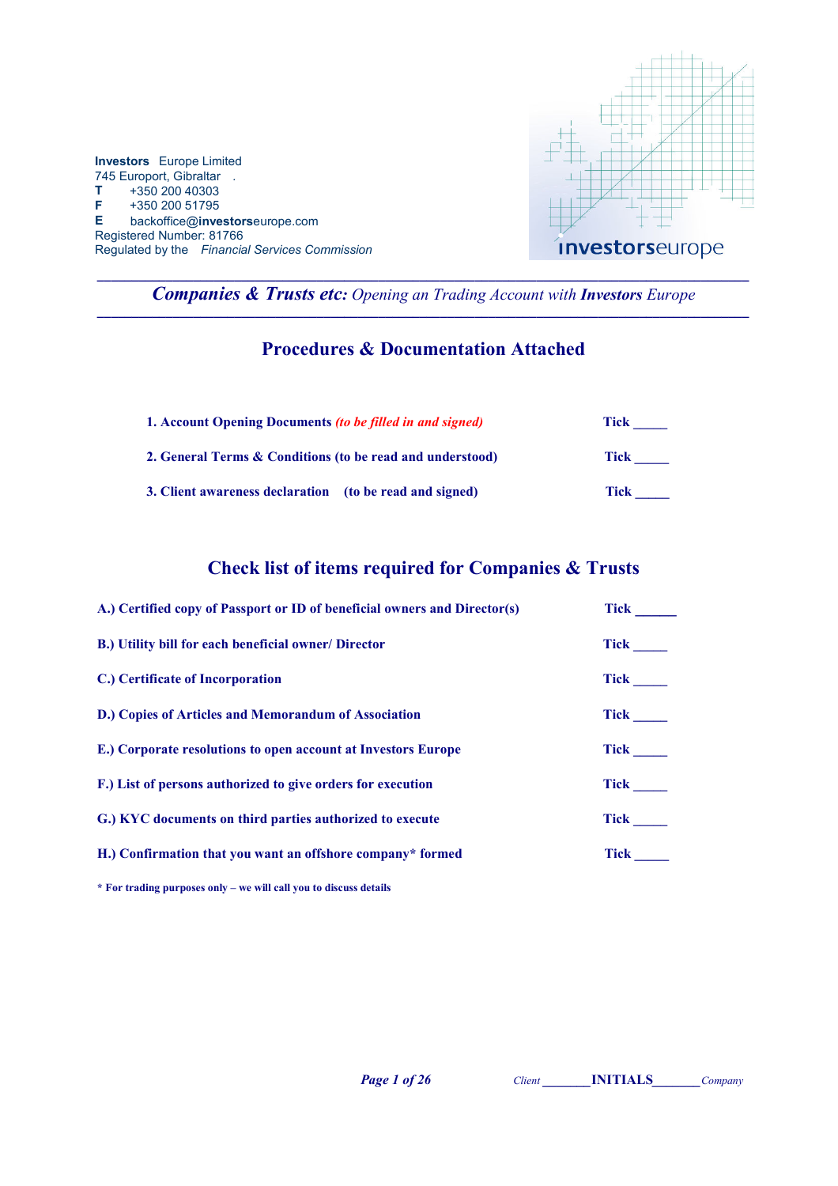**Investors** Europe Limited
745 Europort, Gibraltar
**T** +350 200 40303
**F** +350 200 51795
**E** backoffice@**investors**europe.com
Registered Number: 81766
Regulated by the *Financial Services Commission*

---

***Companies & Trusts etc:*** *Opening an Trading Account with* ***Investors*** *Europe*

---

## Procedures & Documentation Attached

1. **Account Opening Documents** ***(to be filled in and signed)*** **Tick _____**

2. **General Terms & Conditions (to be read and understood)** **Tick _____**

3. **Client awareness declaration (to be read and signed)** **Tick _____**

## Check list of items required for Companies & Trusts

**A.) Certified copy of Passport or ID of beneficial owners and Director(s)** **Tick ______**

**B.) Utility bill for each beneficial owner/ Director** **Tick _____**

**C.) Certificate of Incorporation** **Tick _____**

**D.) Copies of Articles and Memorandum of Association** **Tick _____**

**E.) Corporate resolutions to open account at Investors Europe** **Tick _____**

**F.) List of persons authorized to give orders for execution** **Tick _____**

**G.) KYC documents on third parties authorized to execute** **Tick _____**

**H.) Confirmation that you want an offshore company* formed** **Tick _____**

**\* For trading purposes only – we will call you to discuss details**

*Client* _______**INITIALS**_______ *Company*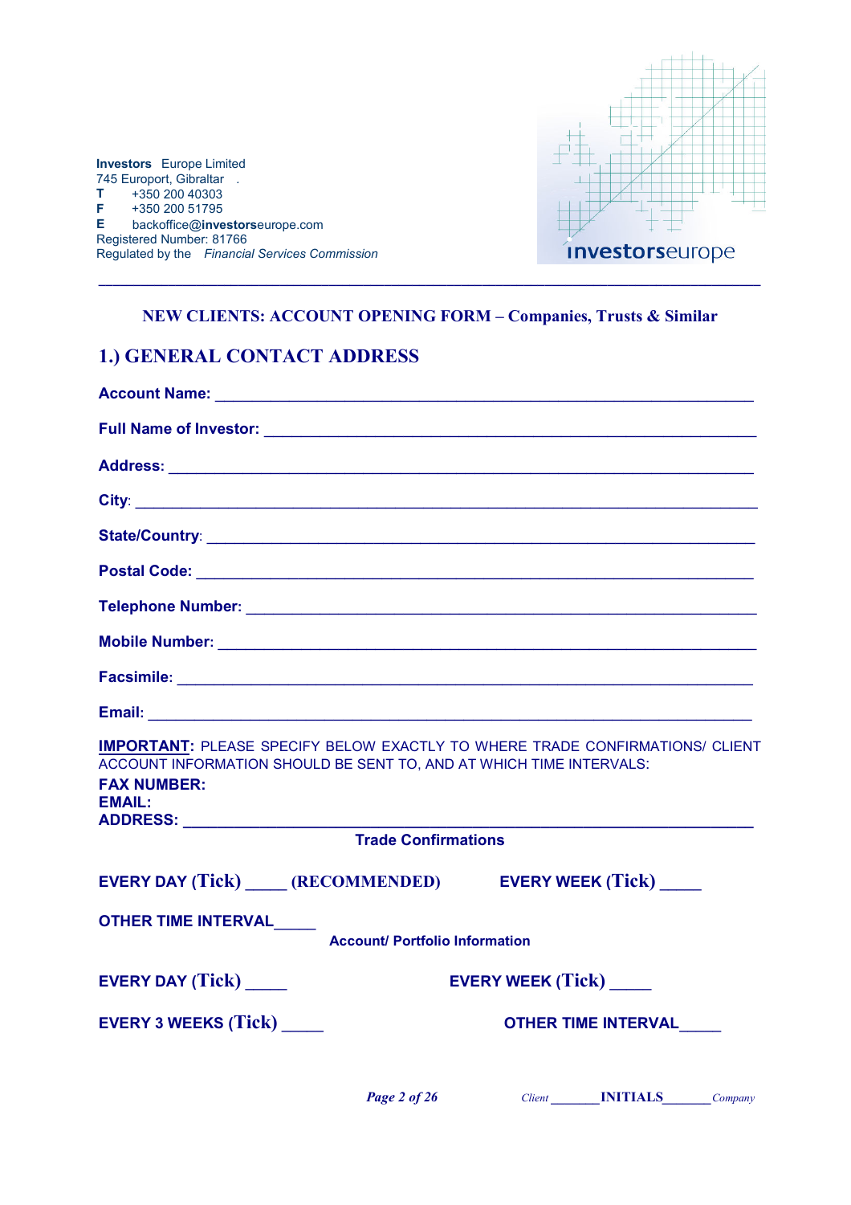**Investors** Europe Limited
745 Europort, Gibraltar
**T** +350 200 40303
**F** +350 200 51795
**E** backoffice@**investors**europe.com
Registered Number: 81766
Regulated by the *Financial Services Commission*

**investors**europe

---

**NEW CLIENTS: ACCOUNT OPENING FORM – Companies, Trusts & Similar**

## 1.) GENERAL CONTACT ADDRESS

**Account Name:** ____________________________________________________________

**Full Name of Investor:** ______________________________________________________

**Address:** ________________________________________________________________

**City**: ___________________________________________________________________

**State/Country**: ___________________________________________________________

**Postal Code:** _____________________________________________________________

**Telephone Number:** _______________________________________________________

**Mobile Number:** __________________________________________________________

**Facsimile:** _______________________________________________________________

**Email:** _________________________________________________________________

**IMPORTANT:** PLEASE SPECIFY BELOW EXACTLY TO WHERE TRADE CONFIRMATIONS/ CLIENT ACCOUNT INFORMATION SHOULD BE SENT TO, AND AT WHICH TIME INTERVALS:

**FAX NUMBER:**
**EMAIL:**
**ADDRESS:** _______________________________________________________________

**Trade Confirmations**

**EVERY DAY (Tick)** ____ **(RECOMMENDED)** **EVERY WEEK (Tick)** ____

**OTHER TIME INTERVAL**____

**Account/ Portfolio Information**

**EVERY DAY (Tick)** ____ **EVERY WEEK (Tick)** ____

**EVERY 3 WEEKS (Tick)** ____ **OTHER TIME INTERVAL**____

*Client* ______ **INITIALS** ______ *Company*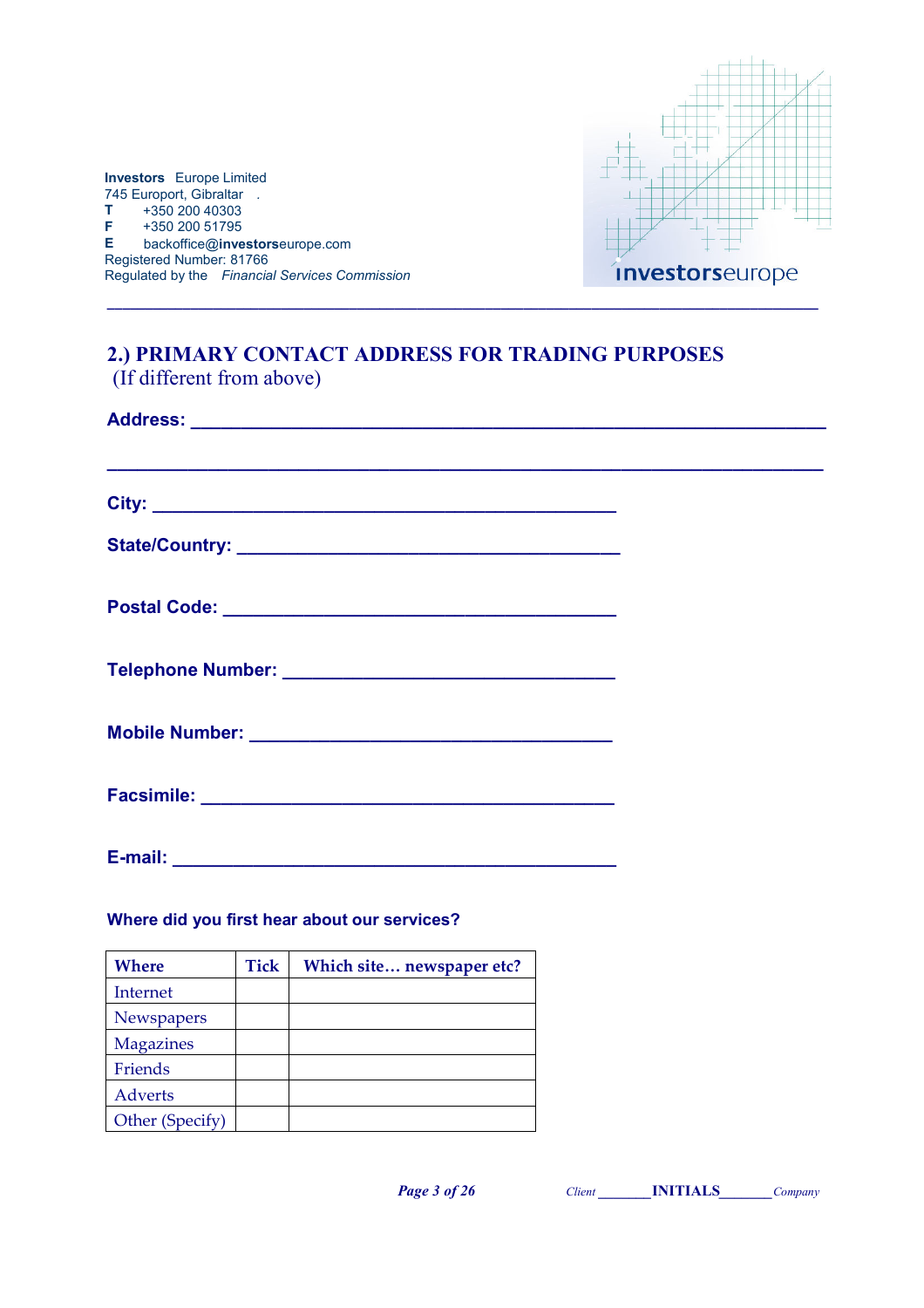**Investors** Europe Limited
745 Europort, Gibraltar
**T** +350 200 40303
**F** +350 200 51795
**E** backoffice@**investors**europe.com
Registered Number: 81766
Regulated by the *Financial Services Commission*

investorseurope

---

## 2.) PRIMARY CONTACT ADDRESS FOR TRADING PURPOSES

(If different from above)

**Address:** ____________________________________________

____________________________________________

**City:** ____________________________________________

**State/Country:** ____________________________________________

**Postal Code:** ____________________________________________

**Telephone Number:** ____________________________________________

**Mobile Number:** ____________________________________________

**Facsimile:** ____________________________________________

**E-mail:** ____________________________________________

**Where did you first hear about our services?**

| Where | Tick | Which site… newspaper etc? |
|---|---|---|
| Internet | | |
| Newspapers | | |
| Magazines | | |
| Friends | | |
| Adverts | | |
| Other (Specify) | | |

*Client* _______ **INITIALS** _______ *Company*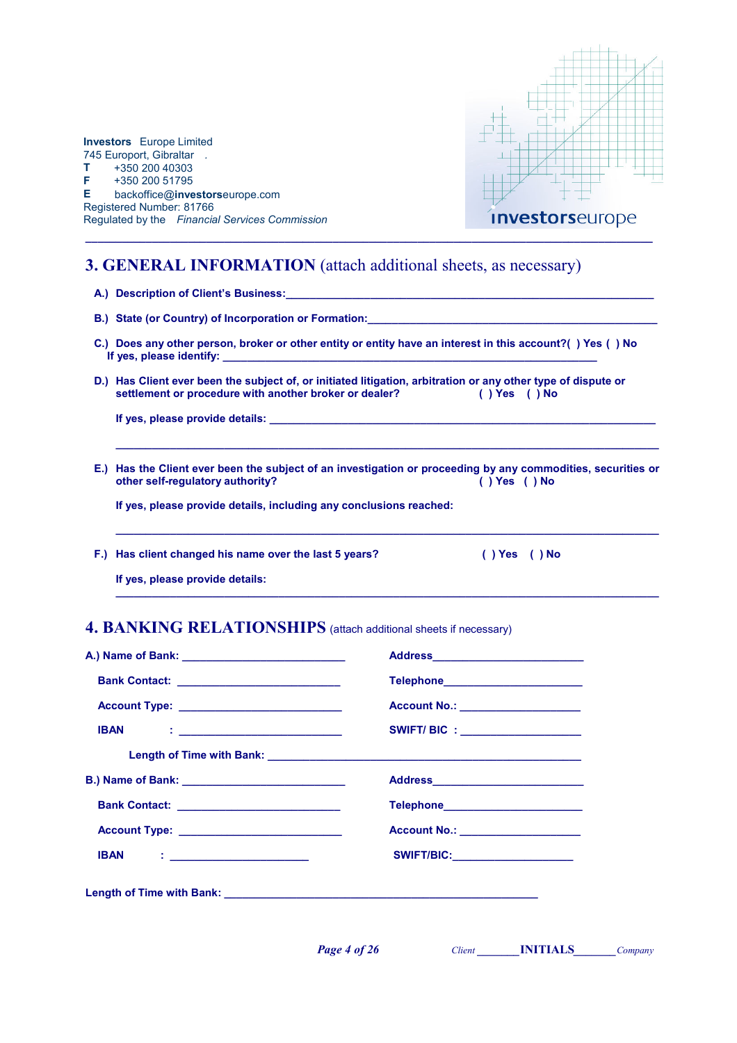**Investors** Europe Limited
745 Europort, Gibraltar
**T** +350 200 40303
**F** +350 200 51795
**E** backoffice@**investors**europe.com
Registered Number: 81766
Regulated by the *Financial Services Commission*

---

## 3. GENERAL INFORMATION (attach additional sheets, as necessary)

**A.) Description of Client's Business:**______________________________________________

**B.) State (or Country) of Incorporation or Formation:**__________________________________

**C.) Does any other person, broker or other entity or entity have an interest in this account?( ) Yes ( ) No**
**If yes, please identify:** ______________________________________________

**D.) Has Client ever been the subject of, or initiated litigation, arbitration or any other type of dispute or settlement or procedure with another broker or dealer?** **( ) Yes ( ) No**

**If yes, please provide details:** ______________________________________________

______________________________________________

**E.) Has the Client ever been the subject of an investigation or proceeding by any commodities, securities or other self-regulatory authority?** **( ) Yes ( ) No**

**If yes, please provide details, including any conclusions reached:**

______________________________________________

**F.) Has client changed his name over the last 5 years?** **( ) Yes ( ) No**

**If yes, please provide details:**

______________________________________________

## 4. BANKING RELATIONSHIPS (attach additional sheets if necessary)

**A.) Name of Bank:** ______________________ **Address**______________________

**Bank Contact:** ______________________ **Telephone**______________________

**Account Type:** ______________________ **Account No.:** ______________________

**IBAN :** ______________________ **SWIFT/ BIC :** ______________________

**Length of Time with Bank:** ______________________________________________

**B.) Name of Bank:** ______________________ **Address**______________________

**Bank Contact:** ______________________ **Telephone**______________________

**Account Type:** ______________________ **Account No.:** ______________________

**IBAN :** ______________________ **SWIFT/BIC:**______________________

**Length of Time with Bank:** ______________________________________________

*Client* _______ **INITIALS** _______ *Company*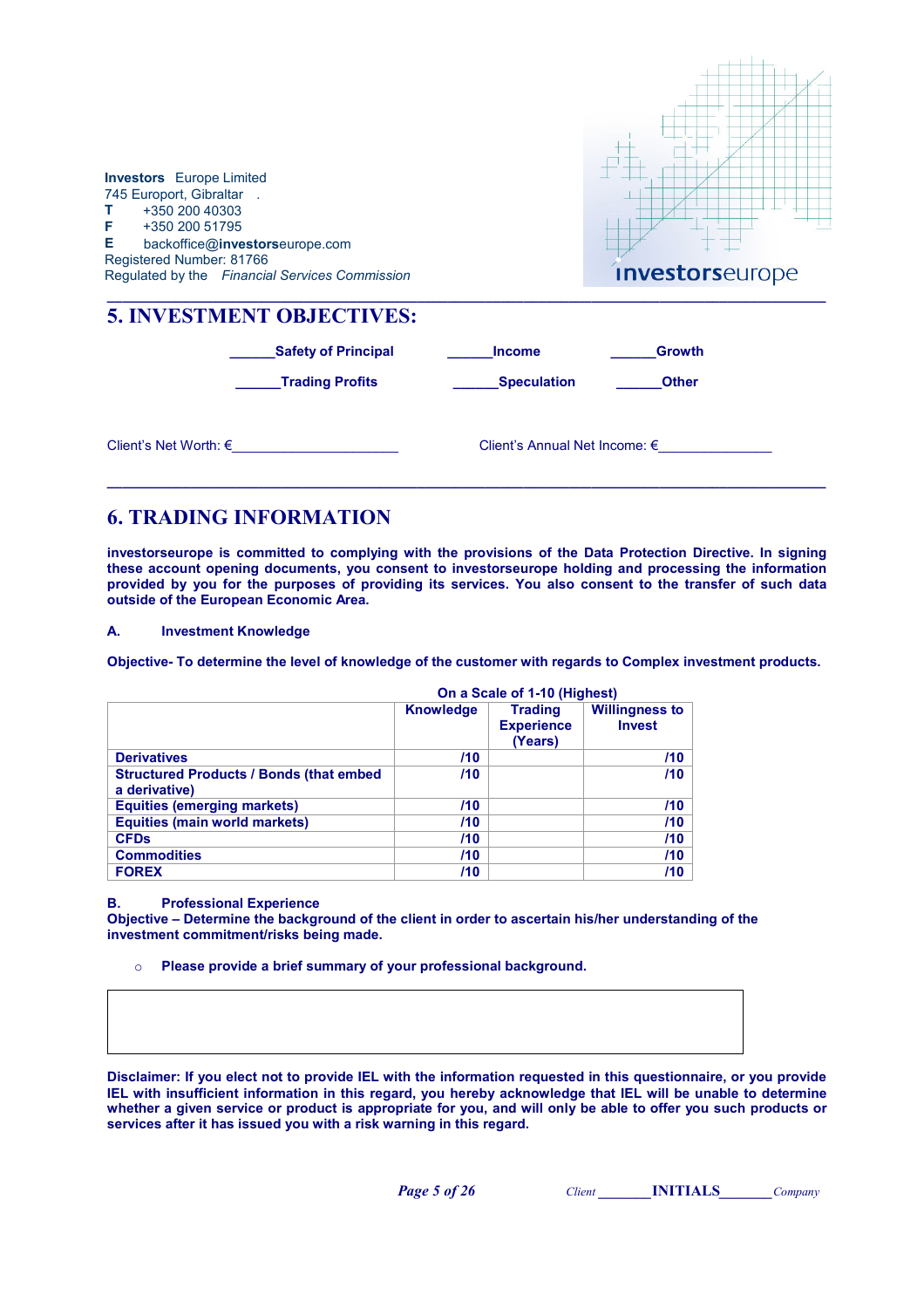**Investors** Europe Limited
745 Europort, Gibraltar
**T** +350 200 40303
**F** +350 200 51795
**E** backoffice@**investors**europe.com
Registered Number: 81766
Regulated by the *Financial Services Commission*

**investors**europe

# 5. INVESTMENT OBJECTIVES:

| | | |
|---|---|---|
| **______Safety of Principal** | **______Income** | **______Growth** |
| **______Trading Profits** | **______Speculation** | **______Other** |

Client's Net Worth: €______________________ Client's Annual Net Income: €_______________

# 6. TRADING INFORMATION

**investorseurope is committed to complying with the provisions of the Data Protection Directive. In signing these account opening documents, you consent to investorseurope holding and processing the information provided by you for the purposes of providing its services. You also consent to the transfer of such data outside of the European Economic Area.**

**A. Investment Knowledge**

**Objective- To determine the level of knowledge of the customer with regards to Complex investment products.**

| | On a Scale of 1-10 (Highest) | | |
|---|---|---|---|
| | **Knowledge** | **Trading Experience (Years)** | **Willingness to Invest** |
| **Derivatives** | **/10** | | **/10** |
| **Structured Products / Bonds (that embed a derivative)** | **/10** | | **/10** |
| **Equities (emerging markets)** | **/10** | | **/10** |
| **Equities (main world markets)** | **/10** | | **/10** |
| **CFDs** | **/10** | | **/10** |
| **Commodities** | **/10** | | **/10** |
| **FOREX** | **/10** | | **/10** |

**B. Professional Experience**
**Objective – Determine the background of the client in order to ascertain his/her understanding of the investment commitment/risks being made.**

- **Please provide a brief summary of your professional background.**

**Disclaimer: If you elect not to provide IEL with the information requested in this questionnaire, or you provide IEL with insufficient information in this regard, you hereby acknowledge that IEL will be unable to determine whether a given service or product is appropriate for you, and will only be able to offer you such products or services after it has issued you with a risk warning in this regard.**

*Client* _______ **INITIALS** _______ *Company*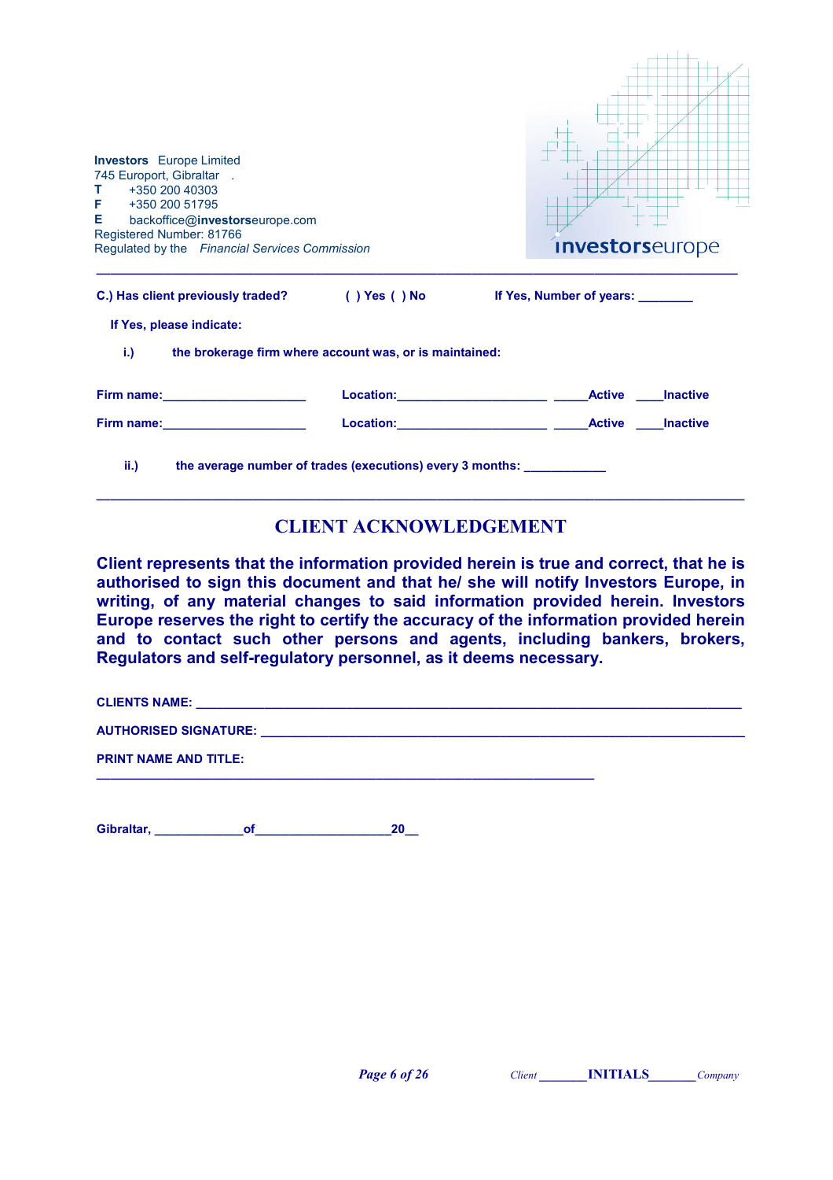**Investors** Europe Limited
745 Europort, Gibraltar .
**T** +350 200 40303
**F** +350 200 51795
**E** backoffice@**investors**europe.com
Registered Number: 81766
Regulated by the *Financial Services Commission*

**investors**europe

---

**C.) Has client previously traded?** **( ) Yes ( ) No** **If Yes, Number of years: ________**

**If Yes, please indicate:**

**i.)** **the brokerage firm where account was, or is maintained:**

**Firm name:_____________________** **Location:______________________** **_____Active** **____Inactive**

**Firm name:_____________________** **Location:______________________** **_____Active** **____Inactive**

**ii.)** **the average number of trades (executions) every 3 months: ____________**

---

## CLIENT ACKNOWLEDGEMENT

**Client represents that the information provided herein is true and correct, that he is authorised to sign this document and that he/ she will notify Investors Europe, in writing, of any material changes to said information provided herein. Investors Europe reserves the right to certify the accuracy of the information provided herein and to contact such other persons and agents, including bankers, brokers, Regulators and self-regulatory personnel, as it deems necessary.**

**CLIENTS NAME: ________________________________________________________________________**

**AUTHORISED SIGNATURE: ________________________________________________________________**

**PRINT NAME AND TITLE:**
**________________________________________________________________________**

**Gibraltar, _____________of___________________20__**

*Client* _______ **INITIALS**_______ *Company*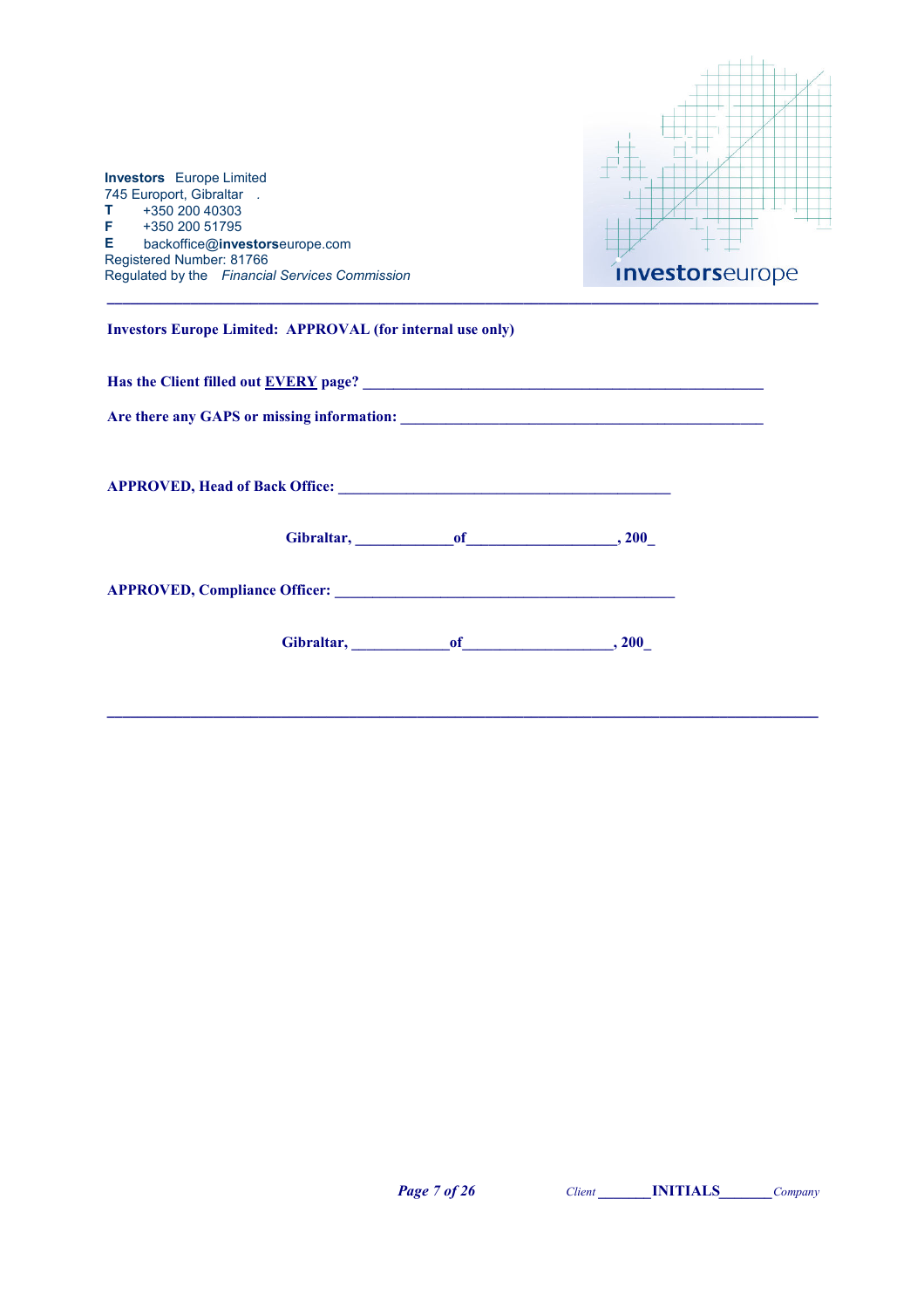**Investors** Europe Limited
745 Europort, Gibraltar
**T** +350 200 40303
**F** +350 200 51795
**E** backoffice@**investors**europe.com
Registered Number: 81766
Regulated by the *Financial Services Commission*

---

**Investors Europe Limited: APPROVAL (for internal use only)**

**Has the Client filled out EVERY page? \_\_\_\_\_\_\_\_\_\_\_\_\_\_\_\_\_\_\_\_\_\_\_\_\_\_\_\_\_\_\_\_\_\_\_\_\_\_\_\_\_\_\_\_\_\_\_\_\_\_\_\_\_\_\_\_**

**Are there any GAPS or missing information: \_\_\_\_\_\_\_\_\_\_\_\_\_\_\_\_\_\_\_\_\_\_\_\_\_\_\_\_\_\_\_\_\_\_\_\_\_\_\_\_\_\_\_\_\_\_\_\_\_\_\_\_**

**APPROVED, Head of Back Office: \_\_\_\_\_\_\_\_\_\_\_\_\_\_\_\_\_\_\_\_\_\_\_\_\_\_\_\_\_\_\_\_\_\_\_\_\_\_\_\_\_\_\_\_\_\_**

**Gibraltar, \_\_\_\_\_\_\_\_\_\_\_\_\_of\_\_\_\_\_\_\_\_\_\_\_\_\_\_\_\_\_\_\_\_, 200\_**

**APPROVED, Compliance Officer: \_\_\_\_\_\_\_\_\_\_\_\_\_\_\_\_\_\_\_\_\_\_\_\_\_\_\_\_\_\_\_\_\_\_\_\_\_\_\_\_\_\_\_\_\_\_\_**

**Gibraltar, \_\_\_\_\_\_\_\_\_\_\_\_\_of\_\_\_\_\_\_\_\_\_\_\_\_\_\_\_\_\_\_\_\_, 200\_**

---

*Client* \_\_\_\_\_\_\_**INITIALS**\_\_\_\_\_\_\_ *Company*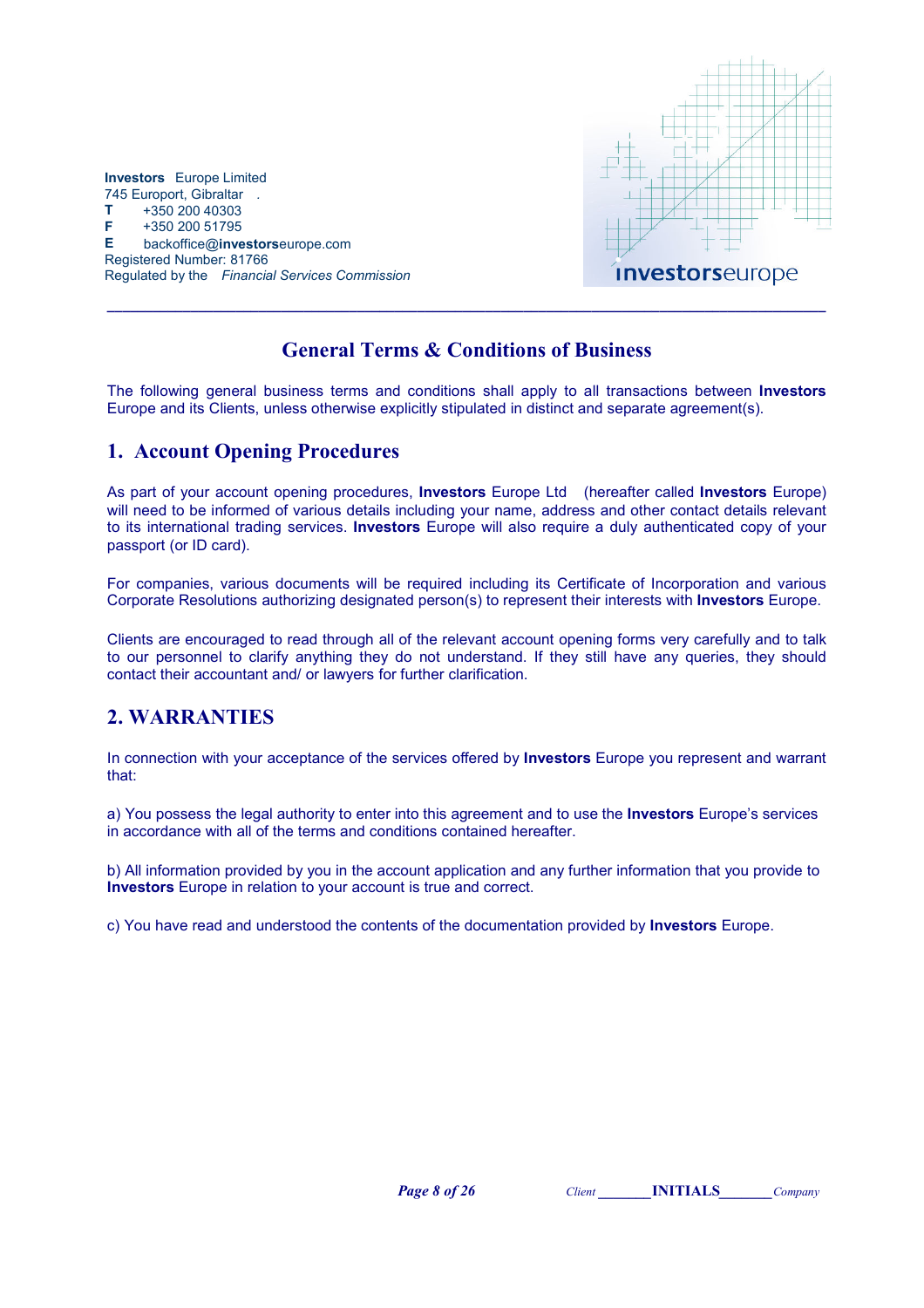**Investors** Europe Limited
745 Europort, Gibraltar .
**T** +350 200 40303
**F** +350 200 51795
**E** backoffice@**investors**europe.com
Registered Number: 81766
Regulated by the *Financial Services Commission*

---

# General Terms & Conditions of Business

The following general business terms and conditions shall apply to all transactions between **Investors** Europe and its Clients, unless otherwise explicitly stipulated in distinct and separate agreement(s).

## 1. Account Opening Procedures

As part of your account opening procedures, **Investors** Europe Ltd (hereafter called **Investors** Europe) will need to be informed of various details including your name, address and other contact details relevant to its international trading services. **Investors** Europe will also require a duly authenticated copy of your passport (or ID card).

For companies, various documents will be required including its Certificate of Incorporation and various Corporate Resolutions authorizing designated person(s) to represent their interests with **Investors** Europe.

Clients are encouraged to read through all of the relevant account opening forms very carefully and to talk to our personnel to clarify anything they do not understand. If they still have any queries, they should contact their accountant and/ or lawyers for further clarification.

## 2. WARRANTIES

In connection with your acceptance of the services offered by **Investors** Europe you represent and warrant that:

a) You possess the legal authority to enter into this agreement and to use the **Investors** Europe's services in accordance with all of the terms and conditions contained hereafter.

b) All information provided by you in the account application and any further information that you provide to **Investors** Europe in relation to your account is true and correct.

c) You have read and understood the contents of the documentation provided by **Investors** Europe.

*Client* _______ **INITIALS** _______ *Company*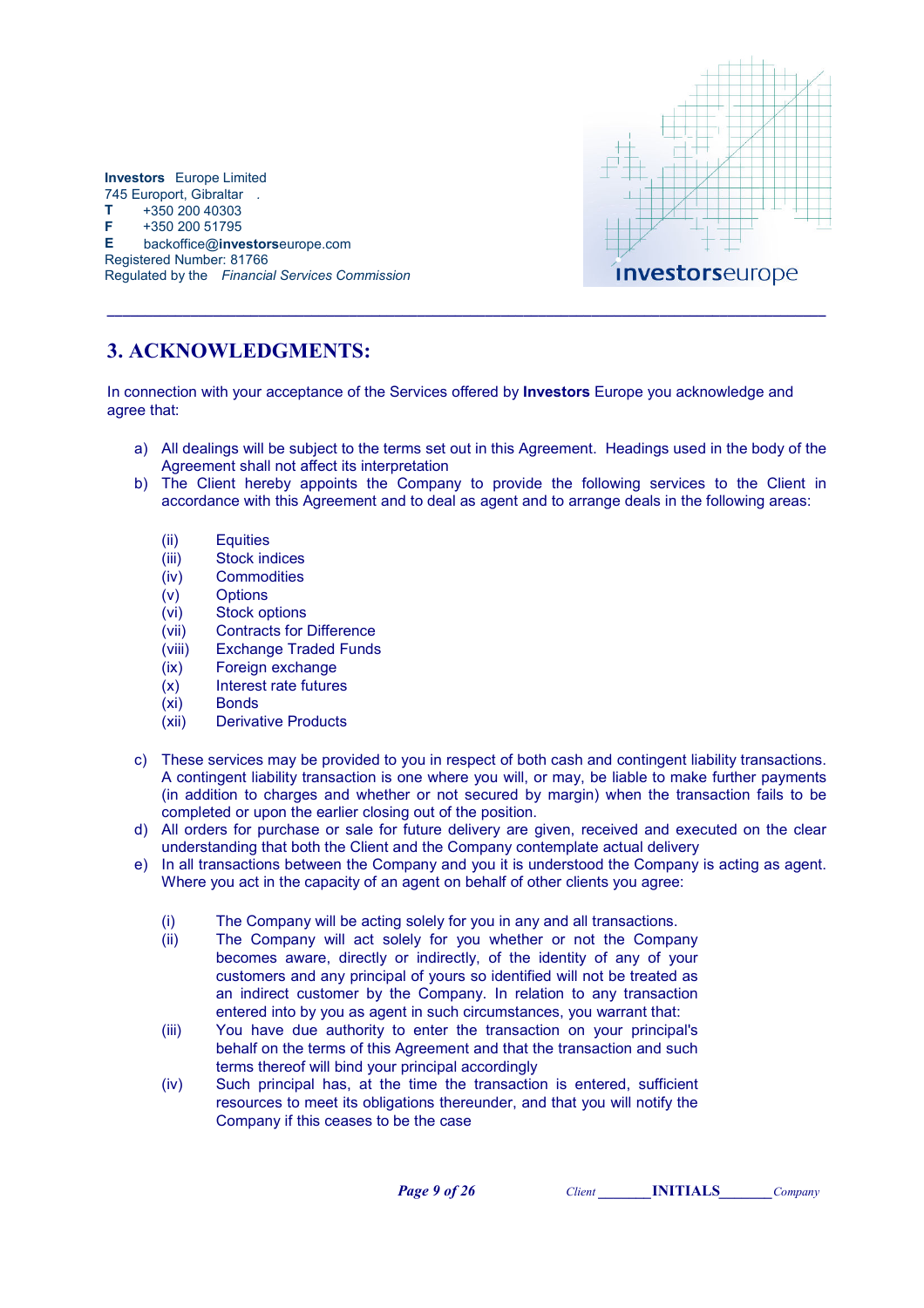**Investors** Europe Limited
745 Europort, Gibraltar .
**T** +350 200 40303
**F** +350 200 51795
**E** backoffice@**investors**europe.com
Registered Number: 81766
Regulated by the *Financial Services Commission*

## 3. ACKNOWLEDGMENTS:

In connection with your acceptance of the Services offered by **Investors** Europe you acknowledge and agree that:

a) All dealings will be subject to the terms set out in this Agreement. Headings used in the body of the Agreement shall not affect its interpretation

b) The Client hereby appoints the Company to provide the following services to the Client in accordance with this Agreement and to deal as agent and to arrange deals in the following areas:

   (ii) Equities
   (iii) Stock indices
   (iv) Commodities
   (v) Options
   (vi) Stock options
   (vii) Contracts for Difference
   (viii) Exchange Traded Funds
   (ix) Foreign exchange
   (x) Interest rate futures
   (xi) Bonds
   (xii) Derivative Products

c) These services may be provided to you in respect of both cash and contingent liability transactions. A contingent liability transaction is one where you will, or may, be liable to make further payments (in addition to charges and whether or not secured by margin) when the transaction fails to be completed or upon the earlier closing out of the position.

d) All orders for purchase or sale for future delivery are given, received and executed on the clear understanding that both the Client and the Company contemplate actual delivery

e) In all transactions between the Company and you it is understood the Company is acting as agent. Where you act in the capacity of an agent on behalf of other clients you agree:

   (i) The Company will be acting solely for you in any and all transactions.
   (ii) The Company will act solely for you whether or not the Company becomes aware, directly or indirectly, of the identity of any of your customers and any principal of yours so identified will not be treated as an indirect customer by the Company. In relation to any transaction entered into by you as agent in such circumstances, you warrant that:
   (iii) You have due authority to enter the transaction on your principal's behalf on the terms of this Agreement and that the transaction and such terms thereof will bind your principal accordingly
   (iv) Such principal has, at the time the transaction is entered, sufficient resources to meet its obligations thereunder, and that you will notify the Company if this ceases to be the case

*Client* _______ **INITIALS** _______ *Company*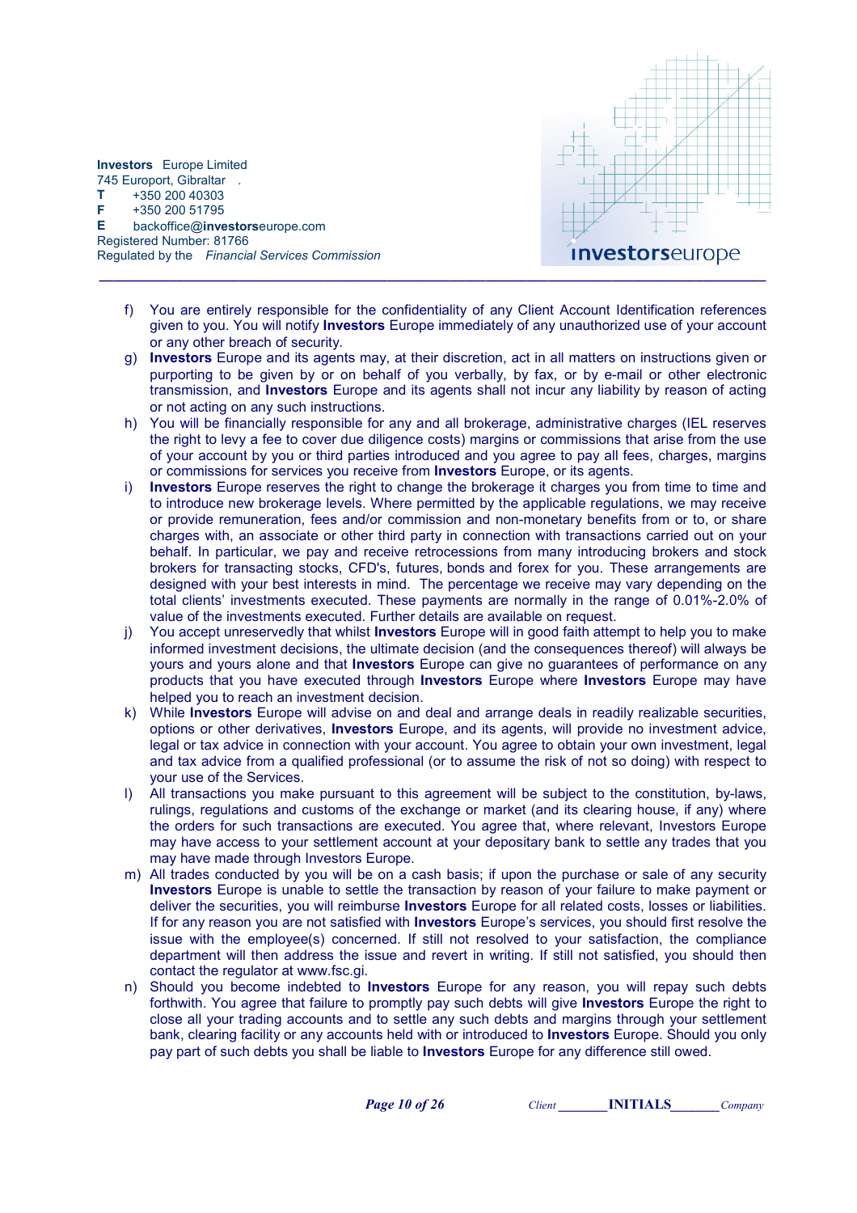**Investors** Europe Limited
745 Europort, Gibraltar
**T** +350 200 40303
**F** +350 200 51795
**E** backoffice@**investors**europe.com
Registered Number: 81766
Regulated by the *Financial Services Commission*

f) You are entirely responsible for the confidentiality of any Client Account Identification references given to you. You will notify **Investors** Europe immediately of any unauthorized use of your account or any other breach of security.

g) **Investors** Europe and its agents may, at their discretion, act in all matters on instructions given or purporting to be given by or on behalf of you verbally, by fax, or by e-mail or other electronic transmission, and **Investors** Europe and its agents shall not incur any liability by reason of acting or not acting on any such instructions.

h) You will be financially responsible for any and all brokerage, administrative charges (IEL reserves the right to levy a fee to cover due diligence costs) margins or commissions that arise from the use of your account by you or third parties introduced and you agree to pay all fees, charges, margins or commissions for services you receive from **Investors** Europe, or its agents.

i) **Investors** Europe reserves the right to change the brokerage it charges you from time to time and to introduce new brokerage levels. Where permitted by the applicable regulations, we may receive or provide remuneration, fees and/or commission and non-monetary benefits from or to, or share charges with, an associate or other third party in connection with transactions carried out on your behalf. In particular, we pay and receive retrocessions from many introducing brokers and stock brokers for transacting stocks, CFD's, futures, bonds and forex for you. These arrangements are designed with your best interests in mind. The percentage we receive may vary depending on the total clients' investments executed. These payments are normally in the range of 0.01%-2.0% of value of the investments executed. Further details are available on request.

j) You accept unreservedly that whilst **Investors** Europe will in good faith attempt to help you to make informed investment decisions, the ultimate decision (and the consequences thereof) will always be yours and yours alone and that **Investors** Europe can give no guarantees of performance on any products that you have executed through **Investors** Europe where **Investors** Europe may have helped you to reach an investment decision.

k) While **Investors** Europe will advise on and deal and arrange deals in readily realizable securities, options or other derivatives, **Investors** Europe, and its agents, will provide no investment advice, legal or tax advice in connection with your account. You agree to obtain your own investment, legal and tax advice from a qualified professional (or to assume the risk of not so doing) with respect to your use of the Services.

l) All transactions you make pursuant to this agreement will be subject to the constitution, by-laws, rulings, regulations and customs of the exchange or market (and its clearing house, if any) where the orders for such transactions are executed. You agree that, where relevant, Investors Europe may have access to your settlement account at your depositary bank to settle any trades that you may have made through Investors Europe.

m) All trades conducted by you will be on a cash basis; if upon the purchase or sale of any security **Investors** Europe is unable to settle the transaction by reason of your failure to make payment or deliver the securities, you will reimburse **Investors** Europe for all related costs, losses or liabilities. If for any reason you are not satisfied with **Investors** Europe's services, you should first resolve the issue with the employee(s) concerned. If still not resolved to your satisfaction, the compliance department will then address the issue and revert in writing. If still not satisfied, you should then contact the regulator at www.fsc.gi.

n) Should you become indebted to **Investors** Europe for any reason, you will repay such debts forthwith. You agree that failure to promptly pay such debts will give **Investors** Europe the right to close all your trading accounts and to settle any such debts and margins through your settlement bank, clearing facility or any accounts held with or introduced to **Investors** Europe. Should you only pay part of such debts you shall be liable to **Investors** Europe for any difference still owed.

*Client* _______ **INITIALS** _______ *Company*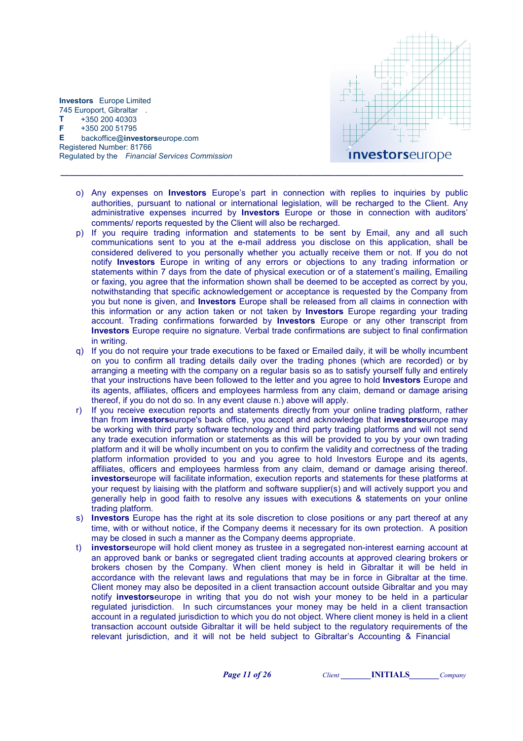o) Any expenses on **Investors** Europe's part in connection with replies to inquiries by public authorities, pursuant to national or international legislation, will be recharged to the Client. Any administrative expenses incurred by **Investors** Europe or those in connection with auditors' comments/ reports requested by the Client will also be recharged.

p) If you require trading information and statements to be sent by Email, any and all such communications sent to you at the e-mail address you disclose on this application, shall be considered delivered to you personally whether you actually receive them or not. If you do not notify **Investors** Europe in writing of any errors or objections to any trading information or statements within 7 days from the date of physical execution or of a statement's mailing, Emailing or faxing, you agree that the information shown shall be deemed to be accepted as correct by you, notwithstanding that specific acknowledgement or acceptance is requested by the Company from you but none is given, and **Investors** Europe shall be released from all claims in connection with this information or any action taken or not taken by **Investors** Europe regarding your trading account. Trading confirmations forwarded by **Investors** Europe or any other transcript from **Investors** Europe require no signature. Verbal trade confirmations are subject to final confirmation in writing.

q) If you do not require your trade executions to be faxed or Emailed daily, it will be wholly incumbent on you to confirm all trading details daily over the trading phones (which are recorded) or by arranging a meeting with the company on a regular basis so as to satisfy yourself fully and entirely that your instructions have been followed to the letter and you agree to hold **Investors** Europe and its agents, affiliates, officers and employees harmless from any claim, demand or damage arising thereof, if you do not do so. In any event clause n.) above will apply.

r) If you receive execution reports and statements directly from your online trading platform, rather than from **investors**europe's back office, you accept and acknowledge that **investors**europe may be working with third party software technology and third party trading platforms and will not send any trade execution information or statements as this will be provided to you by your own trading platform and it will be wholly incumbent on you to confirm the validity and correctness of the trading platform information provided to you and you agree to hold Investors Europe and its agents, affiliates, officers and employees harmless from any claim, demand or damage arising thereof. **investors**europe will facilitate information, execution reports and statements for these platforms at your request by liaising with the platform and software supplier(s) and will actively support you and generally help in good faith to resolve any issues with executions & statements on your online trading platform.

s) **Investors** Europe has the right at its sole discretion to close positions or any part thereof at any time, with or without notice, if the Company deems it necessary for its own protection. A position may be closed in such a manner as the Company deems appropriate.

t) **investors**europe will hold client money as trustee in a segregated non-interest earning account at an approved bank or banks or segregated client trading accounts at approved clearing brokers or brokers chosen by the Company. When client money is held in Gibraltar it will be held in accordance with the relevant laws and regulations that may be in force in Gibraltar at the time. Client money may also be deposited in a client transaction account outside Gibraltar and you may notify **investors**europe in writing that you do not wish your money to be held in a particular regulated jurisdiction. In such circumstances your money may be held in a client transaction account in a regulated jurisdiction to which you do not object. Where client money is held in a client transaction account outside Gibraltar it will be held subject to the regulatory requirements of the relevant jurisdiction, and it will not be held subject to Gibraltar's Accounting & Financial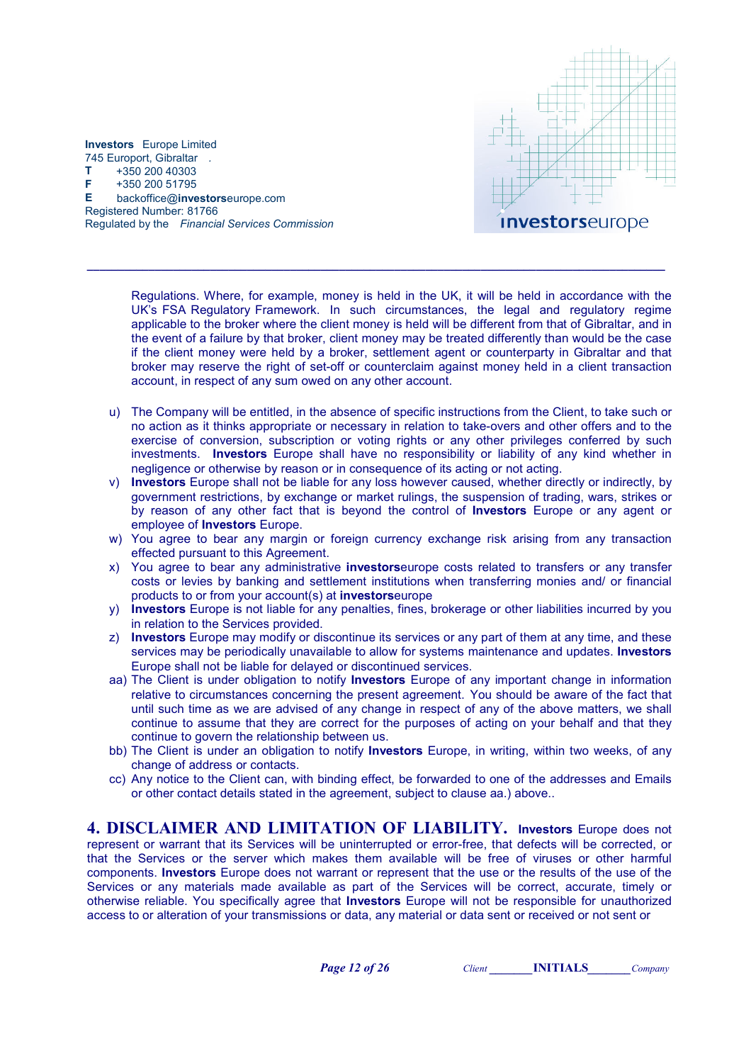Regulations. Where, for example, money is held in the UK, it will be held in accordance with the UK's FSA Regulatory Framework. In such circumstances, the legal and regulatory regime applicable to the broker where the client money is held will be different from that of Gibraltar, and in the event of a failure by that broker, client money may be treated differently than would be the case if the client money were held by a broker, settlement agent or counterparty in Gibraltar and that broker may reserve the right of set-off or counterclaim against money held in a client transaction account, in respect of any sum owed on any other account.

u) The Company will be entitled, in the absence of specific instructions from the Client, to take such or no action as it thinks appropriate or necessary in relation to take-overs and other offers and to the exercise of conversion, subscription or voting rights or any other privileges conferred by such investments. **Investors** Europe shall have no responsibility or liability of any kind whether in negligence or otherwise by reason or in consequence of its acting or not acting.

v) **Investors** Europe shall not be liable for any loss however caused, whether directly or indirectly, by government restrictions, by exchange or market rulings, the suspension of trading, wars, strikes or by reason of any other fact that is beyond the control of **Investors** Europe or any agent or employee of **Investors** Europe.

w) You agree to bear any margin or foreign currency exchange risk arising from any transaction effected pursuant to this Agreement.

x) You agree to bear any administrative **investors**europe costs related to transfers or any transfer costs or levies by banking and settlement institutions when transferring monies and/ or financial products to or from your account(s) at **investors**europe

y) **Investors** Europe is not liable for any penalties, fines, brokerage or other liabilities incurred by you in relation to the Services provided.

z) **Investors** Europe may modify or discontinue its services or any part of them at any time, and these services may be periodically unavailable to allow for systems maintenance and updates. **Investors** Europe shall not be liable for delayed or discontinued services.

aa) The Client is under obligation to notify **Investors** Europe of any important change in information relative to circumstances concerning the present agreement. You should be aware of the fact that until such time as we are advised of any change in respect of any of the above matters, we shall continue to assume that they are correct for the purposes of acting on your behalf and that they continue to govern the relationship between us.

bb) The Client is under an obligation to notify **Investors** Europe, in writing, within two weeks, of any change of address or contacts.

cc) Any notice to the Client can, with binding effect, be forwarded to one of the addresses and Emails or other contact details stated in the agreement, subject to clause aa.) above..

## 4. DISCLAIMER AND LIMITATION OF LIABILITY.

**Investors** Europe does not represent or warrant that its Services will be uninterrupted or error-free, that defects will be corrected, or that the Services or the server which makes them available will be free of viruses or other harmful components. **Investors** Europe does not warrant or represent that the use or the results of the use of the Services or any materials made available as part of the Services will be correct, accurate, timely or otherwise reliable. You specifically agree that **Investors** Europe will not be responsible for unauthorized access to or alteration of your transmissions or data, any material or data sent or received or not sent or

Client _______ **INITIALS** _______ Company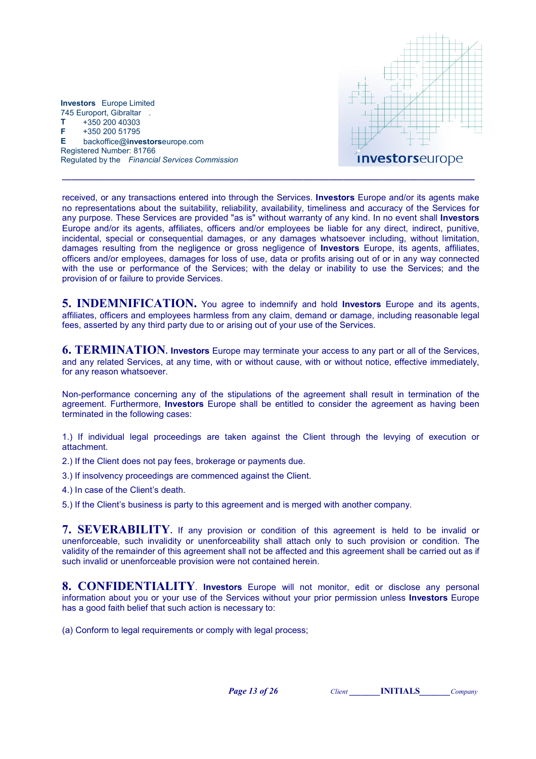received, or any transactions entered into through the Services. **Investors** Europe and/or its agents make no representations about the suitability, reliability, availability, timeliness and accuracy of the Services for any purpose. These Services are provided "as is" without warranty of any kind. In no event shall **Investors** Europe and/or its agents, affiliates, officers and/or employees be liable for any direct, indirect, punitive, incidental, special or consequential damages, or any damages whatsoever including, without limitation, damages resulting from the negligence or gross negligence of **Investors** Europe, its agents, affiliates, officers and/or employees, damages for loss of use, data or profits arising out of or in any way connected with the use or performance of the Services; with the delay or inability to use the Services; and the provision of or failure to provide Services.

**5. INDEMNIFICATION.** You agree to indemnify and hold **Investors** Europe and its agents, affiliates, officers and employees harmless from any claim, demand or damage, including reasonable legal fees, asserted by any third party due to or arising out of your use of the Services.

**6. TERMINATION.** **Investors** Europe may terminate your access to any part or all of the Services, and any related Services, at any time, with or without cause, with or without notice, effective immediately, for any reason whatsoever.

Non-performance concerning any of the stipulations of the agreement shall result in termination of the agreement. Furthermore, **Investors** Europe shall be entitled to consider the agreement as having been terminated in the following cases:

1.) If individual legal proceedings are taken against the Client through the levying of execution or attachment.

2.) If the Client does not pay fees, brokerage or payments due.

3.) If insolvency proceedings are commenced against the Client.

4.) In case of the Client's death.

5.) If the Client's business is party to this agreement and is merged with another company.

**7. SEVERABILITY.** If any provision or condition of this agreement is held to be invalid or unenforceable, such invalidity or unenforceability shall attach only to such provision or condition. The validity of the remainder of this agreement shall not be affected and this agreement shall be carried out as if such invalid or unenforceable provision were not contained herein.

**8. CONFIDENTIALITY.** **Investors** Europe will not monitor, edit or disclose any personal information about you or your use of the Services without your prior permission unless **Investors** Europe has a good faith belief that such action is necessary to:

(a) Conform to legal requirements or comply with legal process;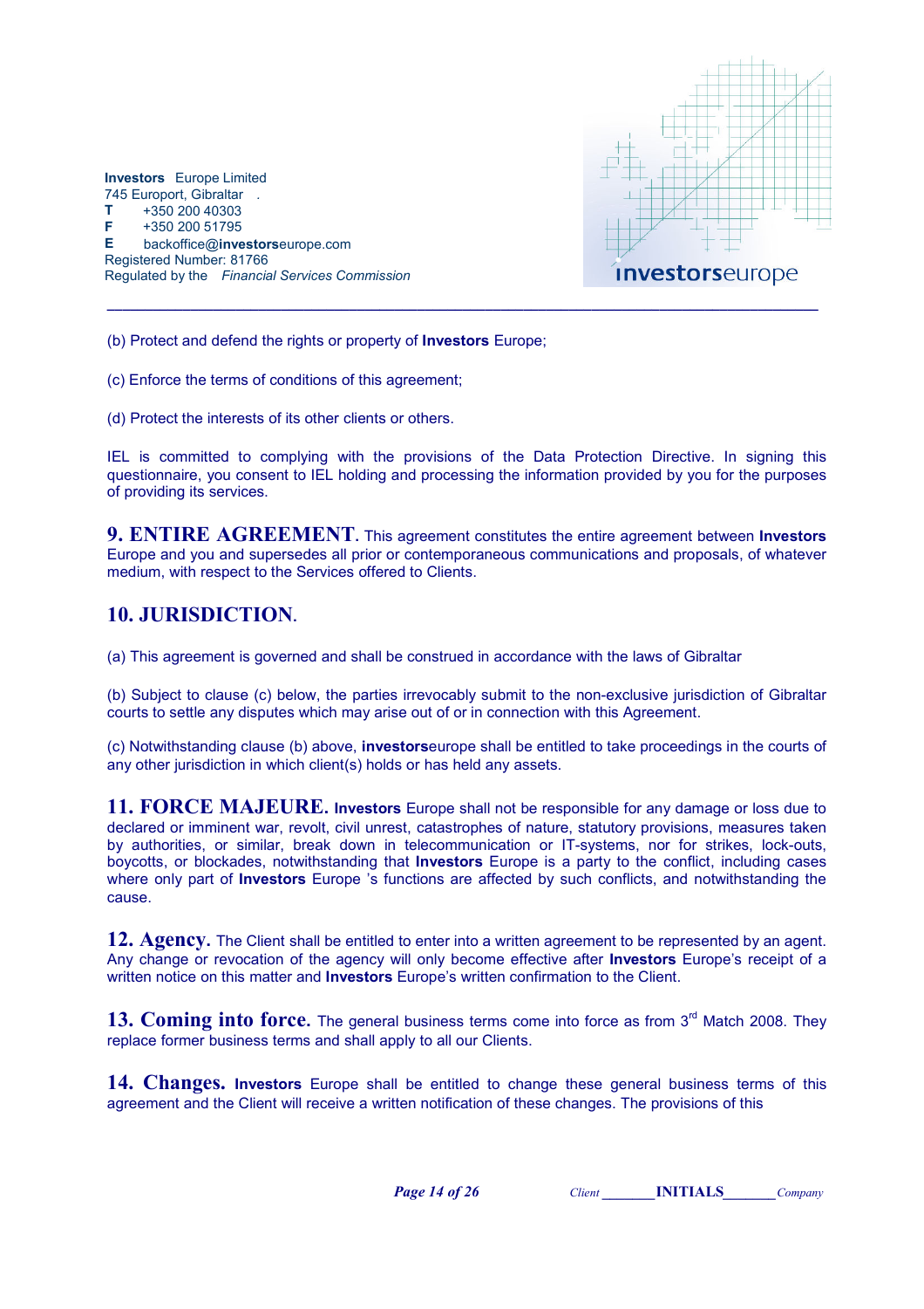(b) Protect and defend the rights or property of **Investors** Europe;

(c) Enforce the terms of conditions of this agreement;

(d) Protect the interests of its other clients or others.

IEL is committed to complying with the provisions of the Data Protection Directive. In signing this questionnaire, you consent to IEL holding and processing the information provided by you for the purposes of providing its services.

**9. ENTIRE AGREEMENT**. This agreement constitutes the entire agreement between **Investors** Europe and you and supersedes all prior or contemporaneous communications and proposals, of whatever medium, with respect to the Services offered to Clients.

## 10. JURISDICTION.

(a) This agreement is governed and shall be construed in accordance with the laws of Gibraltar

(b) Subject to clause (c) below, the parties irrevocably submit to the non-exclusive jurisdiction of Gibraltar courts to settle any disputes which may arise out of or in connection with this Agreement.

(c) Notwithstanding clause (b) above, **investors**europe shall be entitled to take proceedings in the courts of any other jurisdiction in which client(s) holds or has held any assets.

**11. FORCE MAJEURE.** **Investors** Europe shall not be responsible for any damage or loss due to declared or imminent war, revolt, civil unrest, catastrophes of nature, statutory provisions, measures taken by authorities, or similar, break down in telecommunication or IT-systems, nor for strikes, lock-outs, boycotts, or blockades, notwithstanding that **Investors** Europe is a party to the conflict, including cases where only part of **Investors** Europe 's functions are affected by such conflicts, and notwithstanding the cause.

**12. Agency.** The Client shall be entitled to enter into a written agreement to be represented by an agent. Any change or revocation of the agency will only become effective after **Investors** Europe's receipt of a written notice on this matter and **Investors** Europe's written confirmation to the Client.

**13. Coming into force.** The general business terms come into force as from 3rd Match 2008. They replace former business terms and shall apply to all our Clients.

**14. Changes.** **Investors** Europe shall be entitled to change these general business terms of this agreement and the Client will receive a written notification of these changes. The provisions of this

Client \_\_\_\_\_\_\_ **INITIALS** \_\_\_\_\_\_\_ Company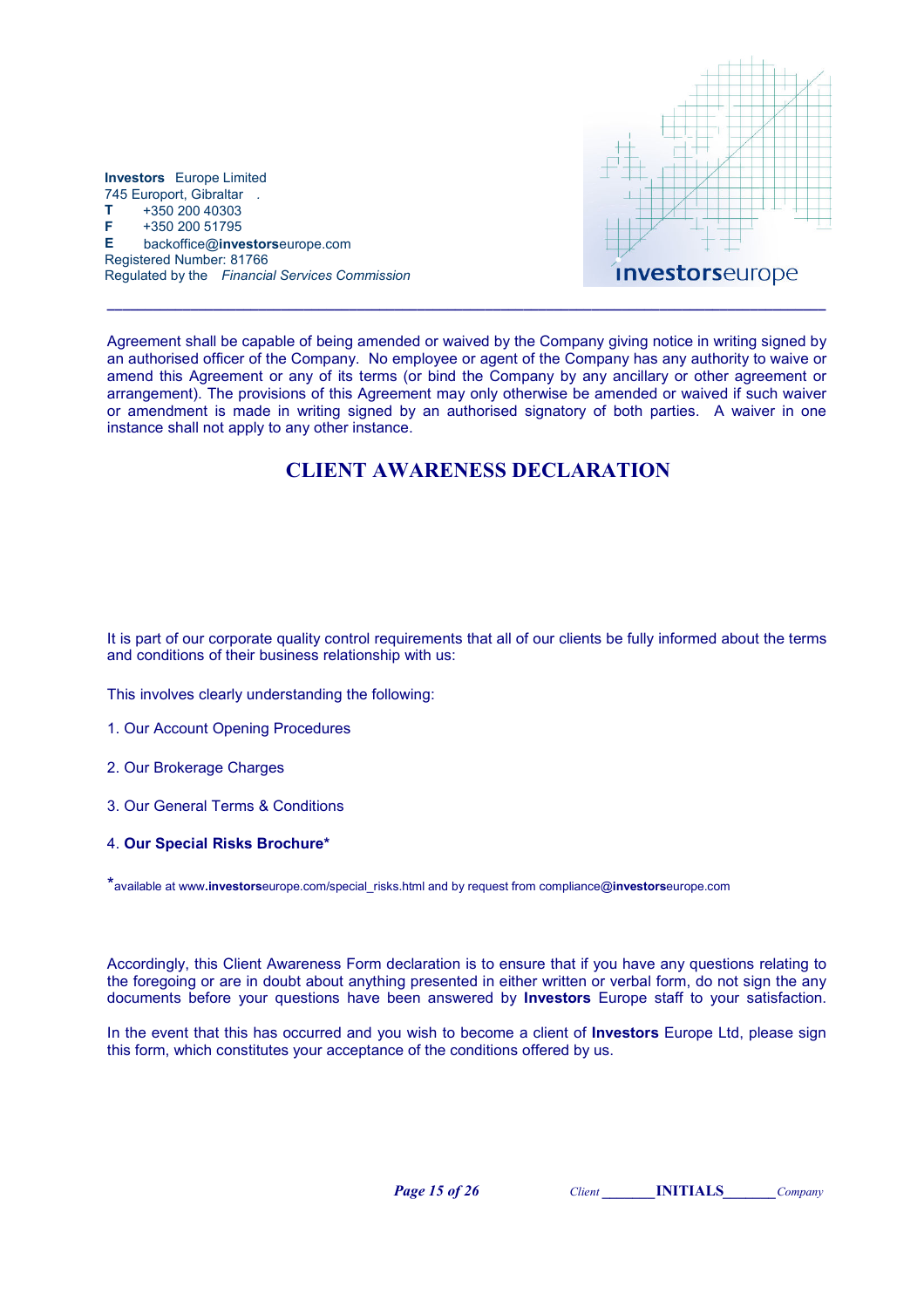Agreement shall be capable of being amended or waived by the Company giving notice in writing signed by an authorised officer of the Company. No employee or agent of the Company has any authority to waive or amend this Agreement or any of its terms (or bind the Company by any ancillary or other agreement or arrangement). The provisions of this Agreement may only otherwise be amended or waived if such waiver or amendment is made in writing signed by an authorised signatory of both parties. A waiver in one instance shall not apply to any other instance.

## CLIENT AWARENESS DECLARATION

It is part of our corporate quality control requirements that all of our clients be fully informed about the terms and conditions of their business relationship with us:

This involves clearly understanding the following:

1. Our Account Opening Procedures

2. Our Brokerage Charges

3. Our General Terms & Conditions

4. **Our Special Risks Brochure***

*available at www.**investors**europe.com/special_risks.html and by request from compliance@**investors**europe.com

Accordingly, this Client Awareness Form declaration is to ensure that if you have any questions relating to the foregoing or are in doubt about anything presented in either written or verbal form, do not sign the any documents before your questions have been answered by **Investors** Europe staff to your satisfaction.

In the event that this has occurred and you wish to become a client of **Investors** Europe Ltd, please sign this form, which constitutes your acceptance of the conditions offered by us.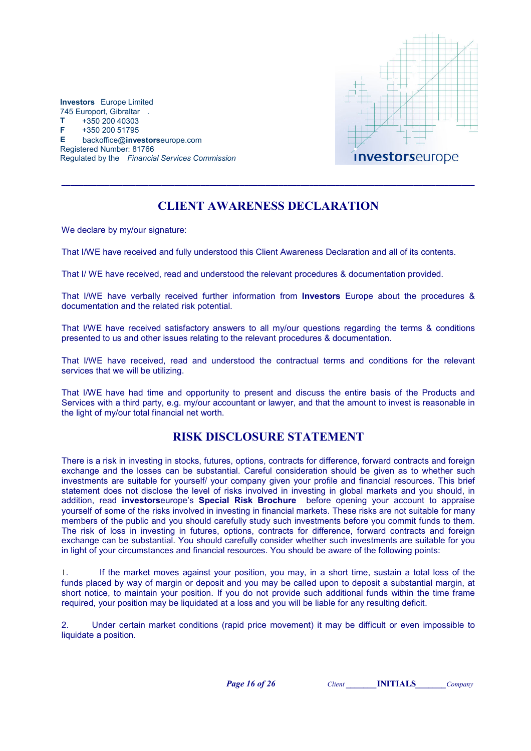**Investors** Europe Limited
745 Europort, Gibraltar
**T** +350 200 40303
**F** +350 200 51795
**E** backoffice@**investors**europe.com
Registered Number: 81766
Regulated by the *Financial Services Commission*

**investors**europe

---

## CLIENT AWARENESS DECLARATION

We declare by my/our signature:

That I/WE have received and fully understood this Client Awareness Declaration and all of its contents.

That I/ WE have received, read and understood the relevant procedures & documentation provided.

That I/WE have verbally received further information from **Investors** Europe about the procedures & documentation and the related risk potential.

That I/WE have received satisfactory answers to all my/our questions regarding the terms & conditions presented to us and other issues relating to the relevant procedures & documentation.

That I/WE have received, read and understood the contractual terms and conditions for the relevant services that we will be utilizing.

That I/WE have had time and opportunity to present and discuss the entire basis of the Products and Services with a third party, e.g. my/our accountant or lawyer, and that the amount to invest is reasonable in the light of my/our total financial net worth.

## RISK DISCLOSURE STATEMENT

There is a risk in investing in stocks, futures, options, contracts for difference, forward contracts and foreign exchange and the losses can be substantial. Careful consideration should be given as to whether such investments are suitable for yourself/ your company given your profile and financial resources. This brief statement does not disclose the level of risks involved in investing in global markets and you should, in addition, read **investors**europe's **Special Risk Brochure** before opening your account to appraise yourself of some of the risks involved in investing in financial markets. These risks are not suitable for many members of the public and you should carefully study such investments before you commit funds to them. The risk of loss in investing in futures, options, contracts for difference, forward contracts and foreign exchange can be substantial. You should carefully consider whether such investments are suitable for you in light of your circumstances and financial resources. You should be aware of the following points:

1. If the market moves against your position, you may, in a short time, sustain a total loss of the funds placed by way of margin or deposit and you may be called upon to deposit a substantial margin, at short notice, to maintain your position. If you do not provide such additional funds within the time frame required, your position may be liquidated at a loss and you will be liable for any resulting deficit.

2. Under certain market conditions (rapid price movement) it may be difficult or even impossible to liquidate a position.

*Client* \_\_\_\_\_\_\_ **INITIALS** \_\_\_\_\_\_\_ *Company*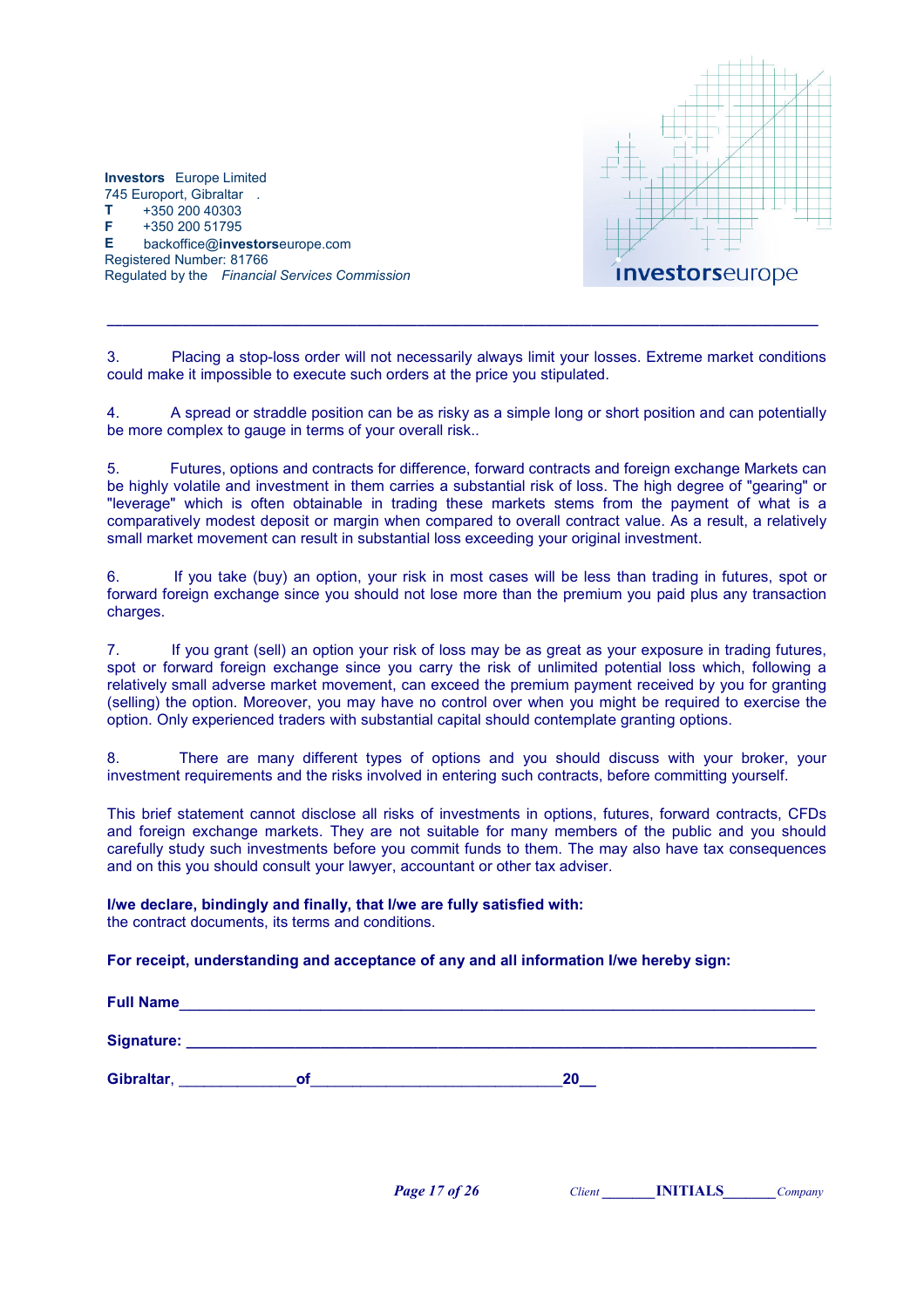**Investors** Europe Limited
745 Europort, Gibraltar .
**T** +350 200 40303
**F** +350 200 51795
**E** backoffice@**investors**europe.com
Registered Number: 81766
Regulated by the *Financial Services Commission*

---

3. Placing a stop-loss order will not necessarily always limit your losses. Extreme market conditions could make it impossible to execute such orders at the price you stipulated.

4. A spread or straddle position can be as risky as a simple long or short position and can potentially be more complex to gauge in terms of your overall risk..

5. Futures, options and contracts for difference, forward contracts and foreign exchange Markets can be highly volatile and investment in them carries a substantial risk of loss. The high degree of "gearing" or "leverage" which is often obtainable in trading these markets stems from the payment of what is a comparatively modest deposit or margin when compared to overall contract value. As a result, a relatively small market movement can result in substantial loss exceeding your original investment.

6. If you take (buy) an option, your risk in most cases will be less than trading in futures, spot or forward foreign exchange since you should not lose more than the premium you paid plus any transaction charges.

7. If you grant (sell) an option your risk of loss may be as great as your exposure in trading futures, spot or forward foreign exchange since you carry the risk of unlimited potential loss which, following a relatively small adverse market movement, can exceed the premium payment received by you for granting (selling) the option. Moreover, you may have no control over when you might be required to exercise the option. Only experienced traders with substantial capital should contemplate granting options.

8. There are many different types of options and you should discuss with your broker, your investment requirements and the risks involved in entering such contracts, before committing yourself.

This brief statement cannot disclose all risks of investments in options, futures, forward contracts, CFDs and foreign exchange markets. They are not suitable for many members of the public and you should carefully study such investments before you commit funds to them. The may also have tax consequences and on this you should consult your lawyer, accountant or other tax adviser.

**I/we declare, bindingly and finally, that I/we are fully satisfied with:**
the contract documents, its terms and conditions.

**For receipt, understanding and acceptance of any and all information I/we hereby sign:**

**Full Name**\_\_\_\_\_\_\_\_\_\_\_\_\_\_\_\_\_\_\_\_\_\_\_\_\_\_\_\_\_\_\_\_\_\_\_\_\_\_\_\_\_\_\_\_\_\_\_\_\_\_\_\_\_\_\_\_\_\_\_\_

**Signature:** \_\_\_\_\_\_\_\_\_\_\_\_\_\_\_\_\_\_\_\_\_\_\_\_\_\_\_\_\_\_\_\_\_\_\_\_\_\_\_\_\_\_\_\_\_\_\_\_\_\_\_\_\_\_\_\_\_\_\_\_

**Gibraltar**, \_\_\_\_\_\_\_\_\_\_\_\_\_**of**\_\_\_\_\_\_\_\_\_\_\_\_\_\_\_\_\_\_\_\_\_\_\_\_\_\_\_\_**20**\_\_

*Client* \_\_\_\_\_\_\_ **INITIALS** \_\_\_\_\_\_\_ *Company*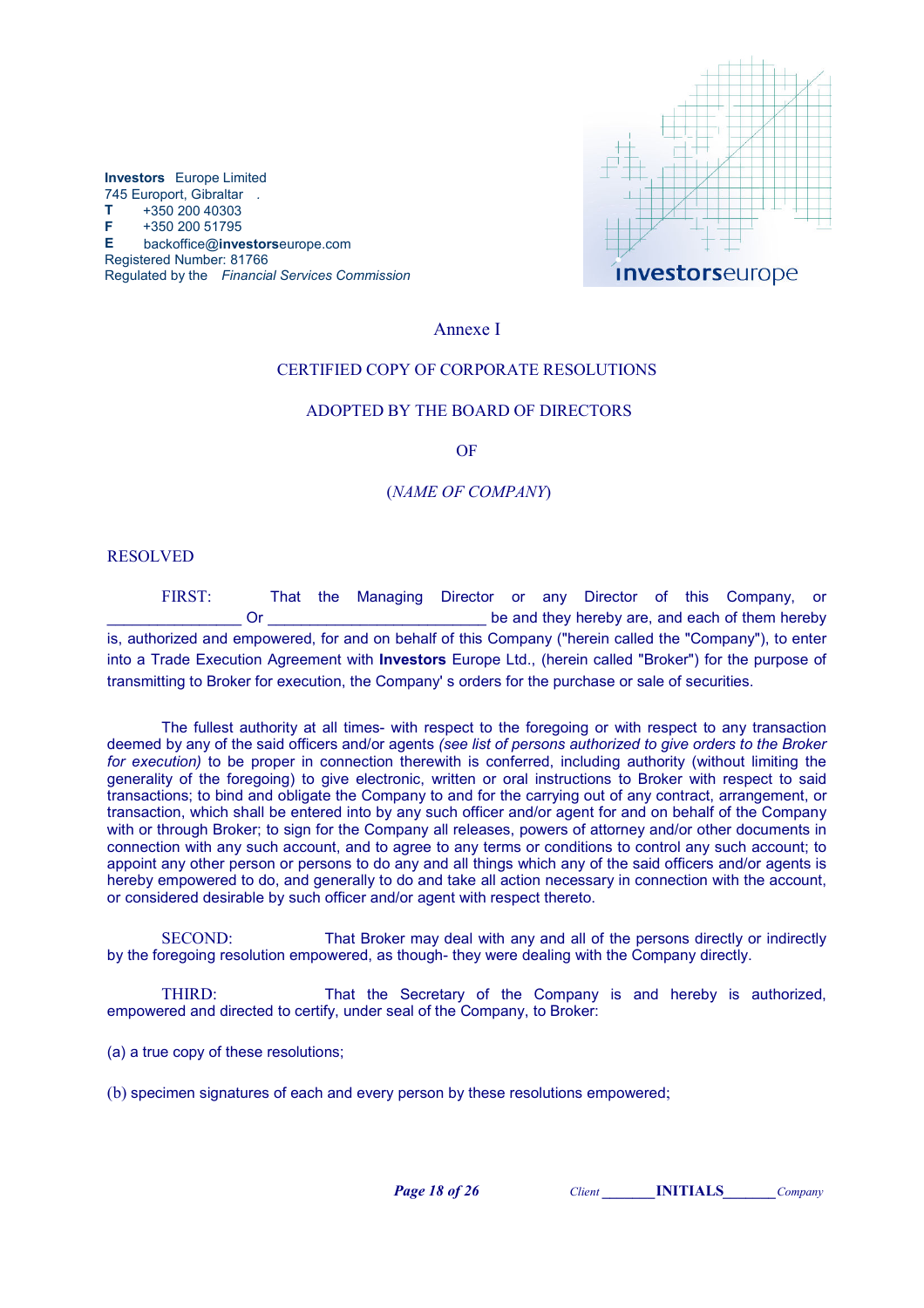**Investors** Europe Limited
745 Europort, Gibraltar .
**T** +350 200 40303
**F** +350 200 51795
**E** backoffice@**investors**europe.com
Registered Number: 81766
Regulated by the *Financial Services Commission*

Annexe I

CERTIFIED COPY OF CORPORATE RESOLUTIONS

ADOPTED BY THE BOARD OF DIRECTORS

OF

(*NAME OF COMPANY*)

RESOLVED

FIRST: That the Managing Director or any Director of this Company, or ________________ Or __________________________ be and they hereby are, and each of them hereby is, authorized and empowered, for and on behalf of this Company ("herein called the "Company"), to enter into a Trade Execution Agreement with **Investors** Europe Ltd., (herein called "Broker") for the purpose of transmitting to Broker for execution, the Company' s orders for the purchase or sale of securities.

The fullest authority at all times- with respect to the foregoing or with respect to any transaction deemed by any of the said officers and/or agents *(see list of persons authorized to give orders to the Broker for execution)* to be proper in connection therewith is conferred, including authority (without limiting the generality of the foregoing) to give electronic, written or oral instructions to Broker with respect to said transactions; to bind and obligate the Company to and for the carrying out of any contract, arrangement, or transaction, which shall be entered into by any such officer and/or agent for and on behalf of the Company with or through Broker; to sign for the Company all releases, powers of attorney and/or other documents in connection with any such account, and to agree to any terms or conditions to control any such account; to appoint any other person or persons to do any and all things which any of the said officers and/or agents is hereby empowered to do, and generally to do and take all action necessary in connection with the account, or considered desirable by such officer and/or agent with respect thereto.

SECOND: That Broker may deal with any and all of the persons directly or indirectly by the foregoing resolution empowered, as though- they were dealing with the Company directly.

THIRD: That the Secretary of the Company is and hereby is authorized, empowered and directed to certify, under seal of the Company, to Broker:

(a) a true copy of these resolutions;

(b) specimen signatures of each and every person by these resolutions empowered;

*Client* _______**INITIALS**_______ *Company*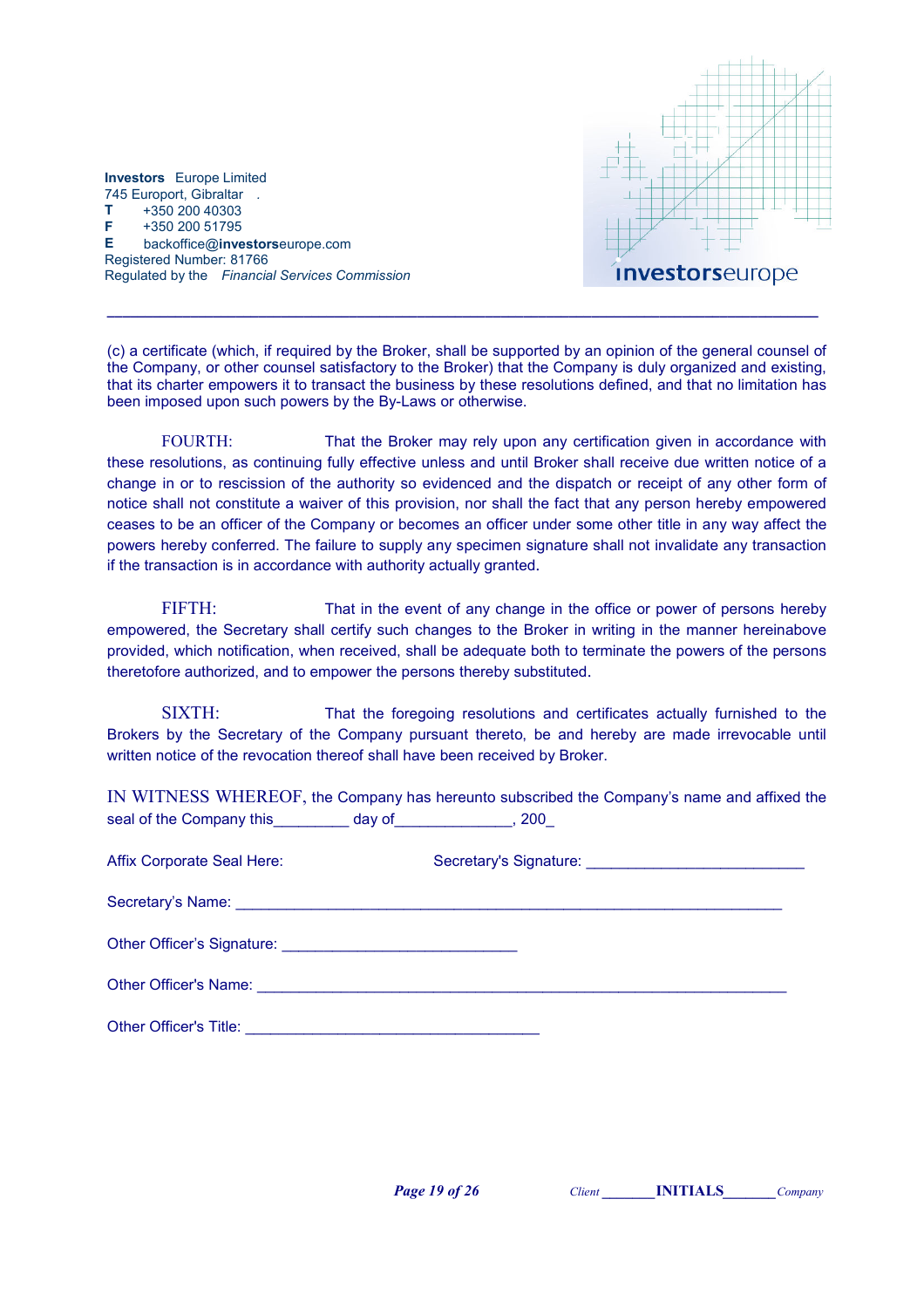**Investors** Europe Limited
745 Europort, Gibraltar
**T** +350 200 40303
**F** +350 200 51795
**E** backoffice@**investors**europe.com
Registered Number: 81766
Regulated by the *Financial Services Commission*

**investors**europe

---

(c) a certificate (which, if required by the Broker, shall be supported by an opinion of the general counsel of the Company, or other counsel satisfactory to the Broker) that the Company is duly organized and existing, that its charter empowers it to transact the business by these resolutions defined, and that no limitation has been imposed upon such powers by the By-Laws or otherwise.

FOURTH: That the Broker may rely upon any certification given in accordance with these resolutions, as continuing fully effective unless and until Broker shall receive due written notice of a change in or to rescission of the authority so evidenced and the dispatch or receipt of any other form of notice shall not constitute a waiver of this provision, nor shall the fact that any person hereby empowered ceases to be an officer of the Company or becomes an officer under some other title in any way affect the powers hereby conferred. The failure to supply any specimen signature shall not invalidate any transaction if the transaction is in accordance with authority actually granted.

FIFTH: That in the event of any change in the office or power of persons hereby empowered, the Secretary shall certify such changes to the Broker in writing in the manner hereinabove provided, which notification, when received, shall be adequate both to terminate the powers of the persons theretofore authorized, and to empower the persons thereby substituted.

SIXTH: That the foregoing resolutions and certificates actually furnished to the Brokers by the Secretary of the Company pursuant thereto, be and hereby are made irrevocable until written notice of the revocation thereof shall have been received by Broker.

IN WITNESS WHEREOF, the Company has hereunto subscribed the Company's name and affixed the seal of the Company this_________ day of______________, 200_

Affix Corporate Seal Here: Secretary's Signature: __________________________

Secretary's Name: _________________________________________________________________

Other Officer's Signature: ____________________________

Other Officer's Name: _______________________________________________________________

Other Officer's Title: ___________________________________

*Client* _______ **INITIALS** _______ *Company*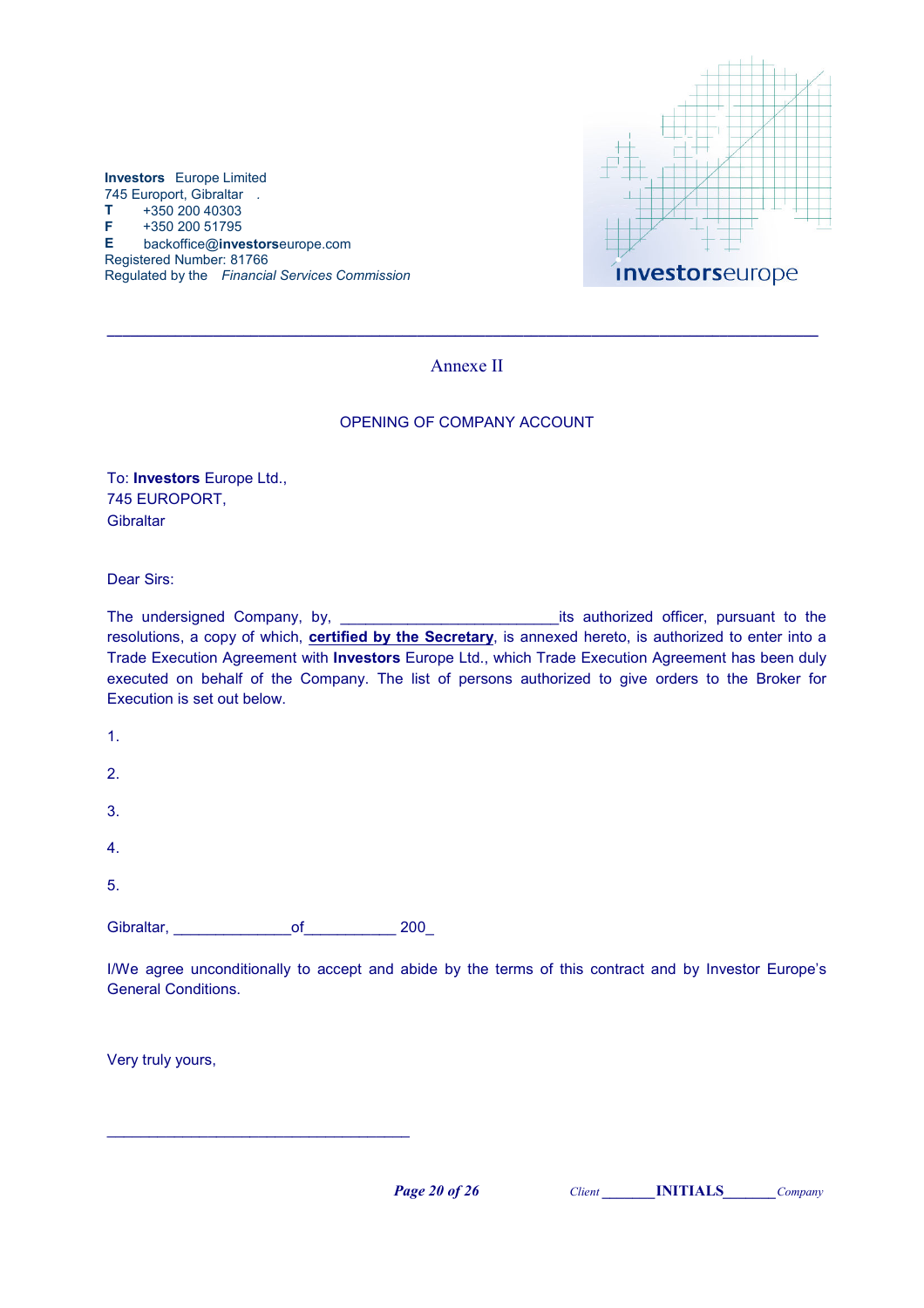**Investors** Europe Limited
745 Europort, Gibraltar
**T** +350 200 40303
**F** +350 200 51795
**E** backoffice@**investors**europe.com
Registered Number: 81766
Regulated by the *Financial Services Commission*

---

## Annexe II

### OPENING OF COMPANY ACCOUNT

To: **Investors** Europe Ltd.,
745 EUROPORT,
Gibraltar

Dear Sirs:

The undersigned Company, by, __________________________its authorized officer, pursuant to the resolutions, a copy of which, **certified by the Secretary**, is annexed hereto, is authorized to enter into a Trade Execution Agreement with **Investors** Europe Ltd., which Trade Execution Agreement has been duly executed on behalf of the Company. The list of persons authorized to give orders to the Broker for Execution is set out below.

1.

2.

3.

4.

5.

Gibraltar, ______________of___________ 200_

I/We agree unconditionally to accept and abide by the terms of this contract and by Investor Europe's General Conditions.

Very truly yours,

____________________________________

*Client* _______**INITIALS**_______ *Company*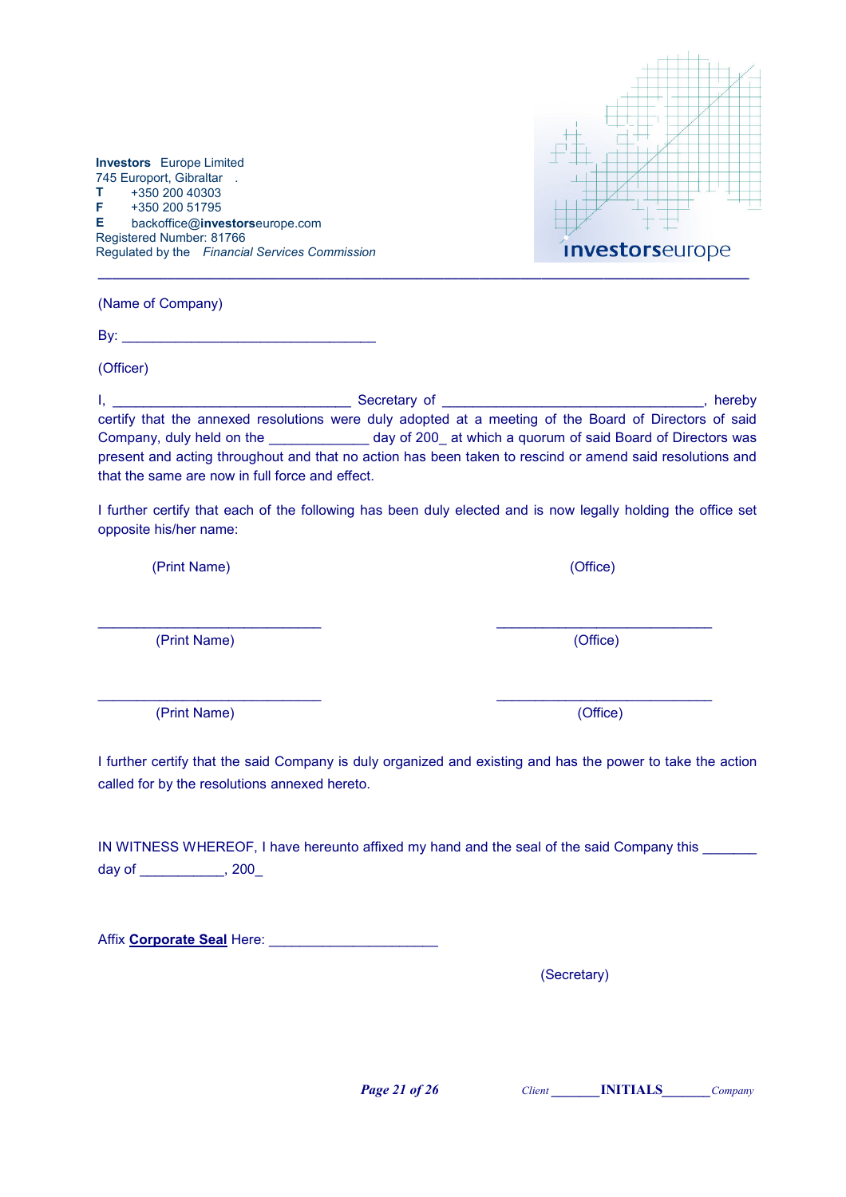**Investors** Europe Limited
745 Europort, Gibraltar
**T** +350 200 40303
**F** +350 200 51795
**E** backoffice@**investors**europe.com
Registered Number: 81766
Regulated by the *Financial Services Commission*

---

(Name of Company)

By: _________________________________

(Officer)

I, ______________________________ Secretary of __________________________________, hereby certify that the annexed resolutions were duly adopted at a meeting of the Board of Directors of said Company, duly held on the _____________ day of 200_ at which a quorum of said Board of Directors was present and acting throughout and that no action has been taken to rescind or amend said resolutions and that the same are now in full force and effect.

I further certify that each of the following has been duly elected and is now legally holding the office set opposite his/her name:

| (Print Name) | (Office) |
|---|---|
| ______________________________ | ____________________________ |
| (Print Name) | (Office) |
| ______________________________ | ____________________________ |
| (Print Name) | (Office) |

I further certify that the said Company is duly organized and existing and has the power to take the action called for by the resolutions annexed hereto.

IN WITNESS WHEREOF, I have hereunto affixed my hand and the seal of the said Company this _______ day of ___________, 200_

Affix **Corporate Seal** Here: ______________________

(Secretary)

*Client* _______**INITIALS**_______ *Company*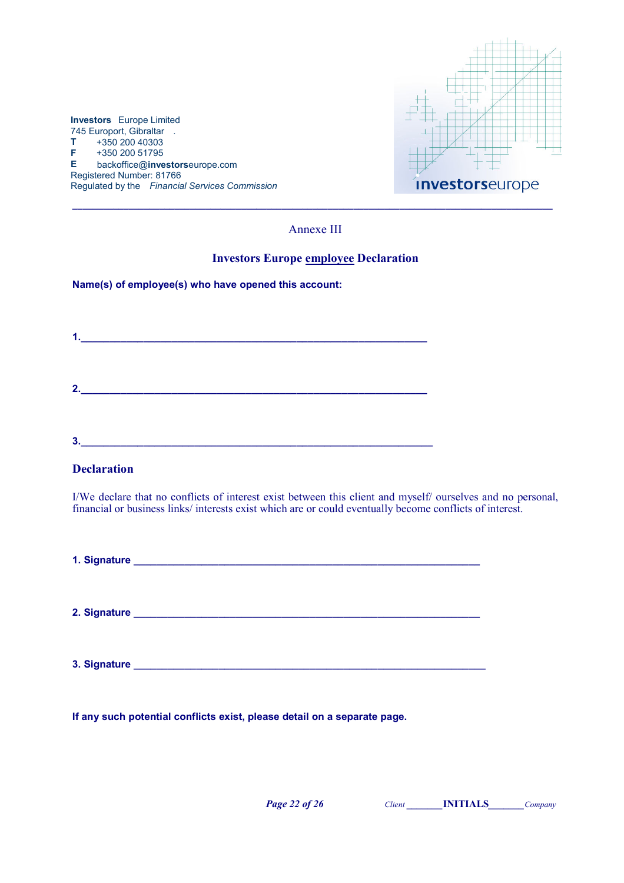**Investors** Europe Limited
745 Europort, Gibraltar .
**T** +350 200 40303
**F** +350 200 51795
**E** backoffice@**investors**europe.com
Registered Number: 81766
Regulated by the *Financial Services Commission*

---

Annexe III

**Investors Europe employee Declaration**

**Name(s) of employee(s) who have opened this account:**

**1.**_______________________________________________________________

**2.**_______________________________________________________________

**3.**_______________________________________________________________

## Declaration

I/We declare that no conflicts of interest exist between this client and myself/ ourselves and no personal, financial or business links/ interests exist which are or could eventually become conflicts of interest.

**1. Signature** _______________________________________________________________

**2. Signature** _______________________________________________________________

**3. Signature** _______________________________________________________________

**If any such potential conflicts exist, please detail on a separate page.**

*Client* _______ **INITIALS** _______ *Company*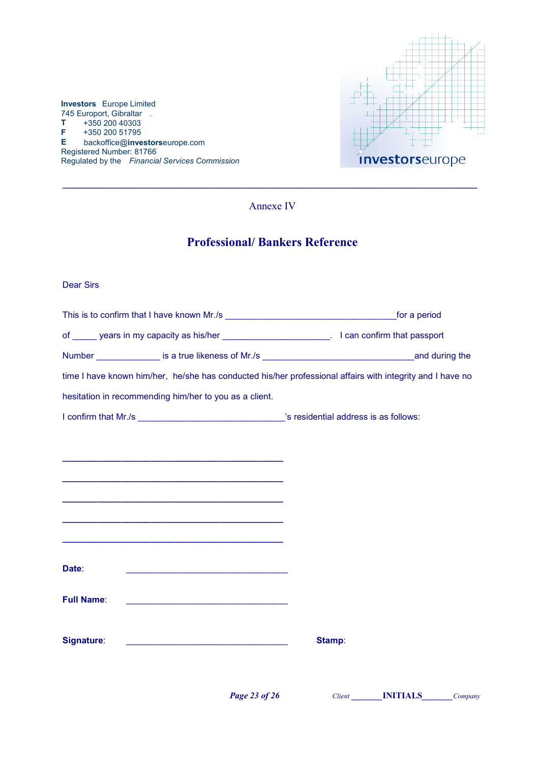**Investors** Europe Limited
745 Europort, Gibraltar .
**T** +350 200 40303
**F** +350 200 51795
**E** backoffice@**investors**europe.com
Registered Number: 81766
Regulated by the *Financial Services Commission*

---

Annexe IV

## Professional/ Bankers Reference

Dear Sirs

This is to confirm that I have known Mr./s ___________________________________for a period of _____ years in my capacity as his/her ______________________. I can confirm that passport Number _____________ is a true likeness of Mr./s _______________________________and during the time I have known him/her, he/she has conducted his/her professional affairs with integrity and I have no hesitation in recommending him/her to you as a client.

I confirm that Mr./s ______________________________'s residential address is as follows:

_____________________________________________

_____________________________________________

_____________________________________________

_____________________________________________

_____________________________________________

**Date**: _________________________________

**Full Name**: _________________________________

**Signature**: _________________________________ **Stamp**:

*Client* _______**INITIALS**_______*Company*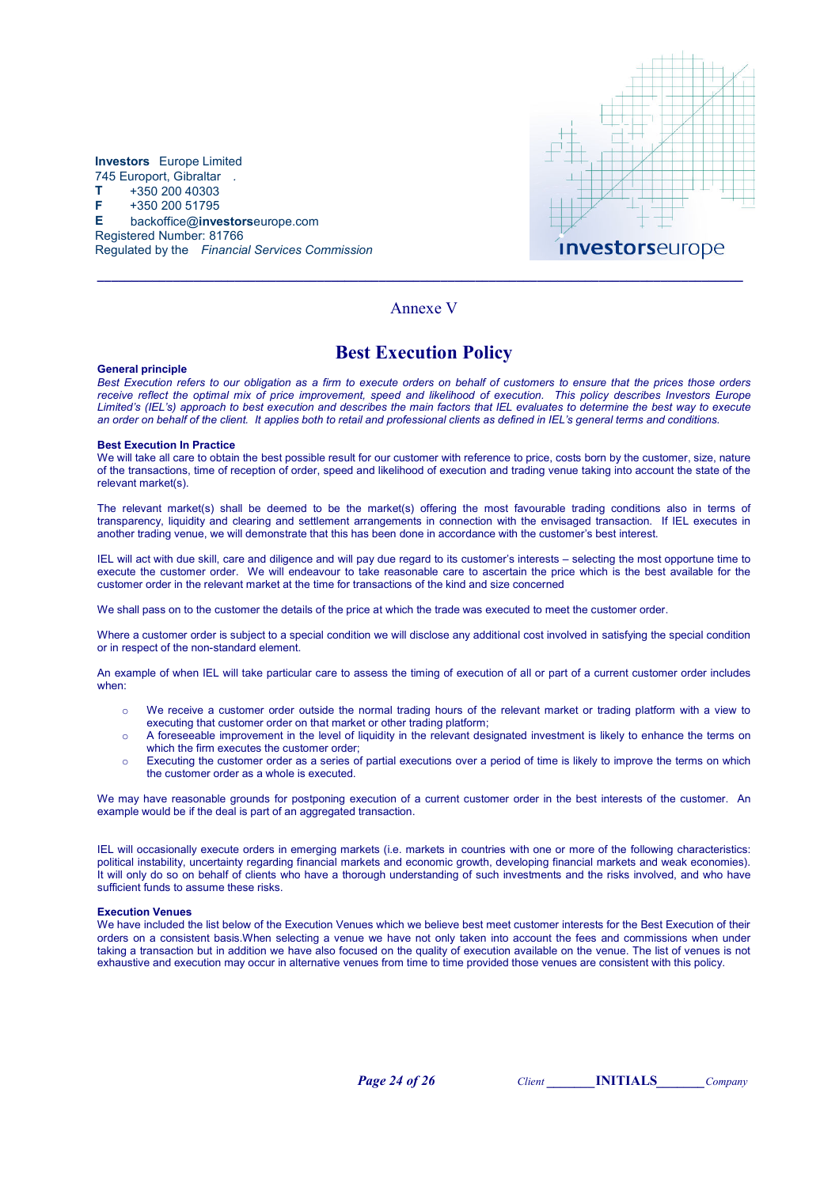**Investors** Europe Limited
745 Europort, Gibraltar
**T** +350 200 40303
**F** +350 200 51795
**E** backoffice@**investors**europe.com
Registered Number: 81766
Regulated by the *Financial Services Commission*

Annexe V

# Best Execution Policy

**General principle**

*Best Execution refers to our obligation as a firm to execute orders on behalf of customers to ensure that the prices those orders receive reflect the optimal mix of price improvement, speed and likelihood of execution. This policy describes Investors Europe Limited's (IEL's) approach to best execution and describes the main factors that IEL evaluates to determine the best way to execute an order on behalf of the client. It applies both to retail and professional clients as defined in IEL's general terms and conditions.*

**Best Execution In Practice**

We will take all care to obtain the best possible result for our customer with reference to price, costs born by the customer, size, nature of the transactions, time of reception of order, speed and likelihood of execution and trading venue taking into account the state of the relevant market(s).

The relevant market(s) shall be deemed to be the market(s) offering the most favourable trading conditions also in terms of transparency, liquidity and clearing and settlement arrangements in connection with the envisaged transaction. If IEL executes in another trading venue, we will demonstrate that this has been done in accordance with the customer's best interest.

IEL will act with due skill, care and diligence and will pay due regard to its customer's interests – selecting the most opportune time to execute the customer order. We will endeavour to take reasonable care to ascertain the price which is the best available for the customer order in the relevant market at the time for transactions of the kind and size concerned

We shall pass on to the customer the details of the price at which the trade was executed to meet the customer order.

Where a customer order is subject to a special condition we will disclose any additional cost involved in satisfying the special condition or in respect of the non-standard element.

An example of when IEL will take particular care to assess the timing of execution of all or part of a current customer order includes when:

- We receive a customer order outside the normal trading hours of the relevant market or trading platform with a view to executing that customer order on that market or other trading platform;
- A foreseeable improvement in the level of liquidity in the relevant designated investment is likely to enhance the terms on which the firm executes the customer order;
- Executing the customer order as a series of partial executions over a period of time is likely to improve the terms on which the customer order as a whole is executed.

We may have reasonable grounds for postponing execution of a current customer order in the best interests of the customer. An example would be if the deal is part of an aggregated transaction.

IEL will occasionally execute orders in emerging markets (i.e. markets in countries with one or more of the following characteristics: political instability, uncertainty regarding financial markets and economic growth, developing financial markets and weak economies). It will only do so on behalf of clients who have a thorough understanding of such investments and the risks involved, and who have sufficient funds to assume these risks.

**Execution Venues**

We have included the list below of the Execution Venues which we believe best meet customer interests for the Best Execution of their orders on a consistent basis.When selecting a venue we have not only taken into account the fees and commissions when under taking a transaction but in addition we have also focused on the quality of execution available on the venue. The list of venues is not exhaustive and execution may occur in alternative venues from time to time provided those venues are consistent with this policy.

*Client* _______ **INITIALS** _______ *Company*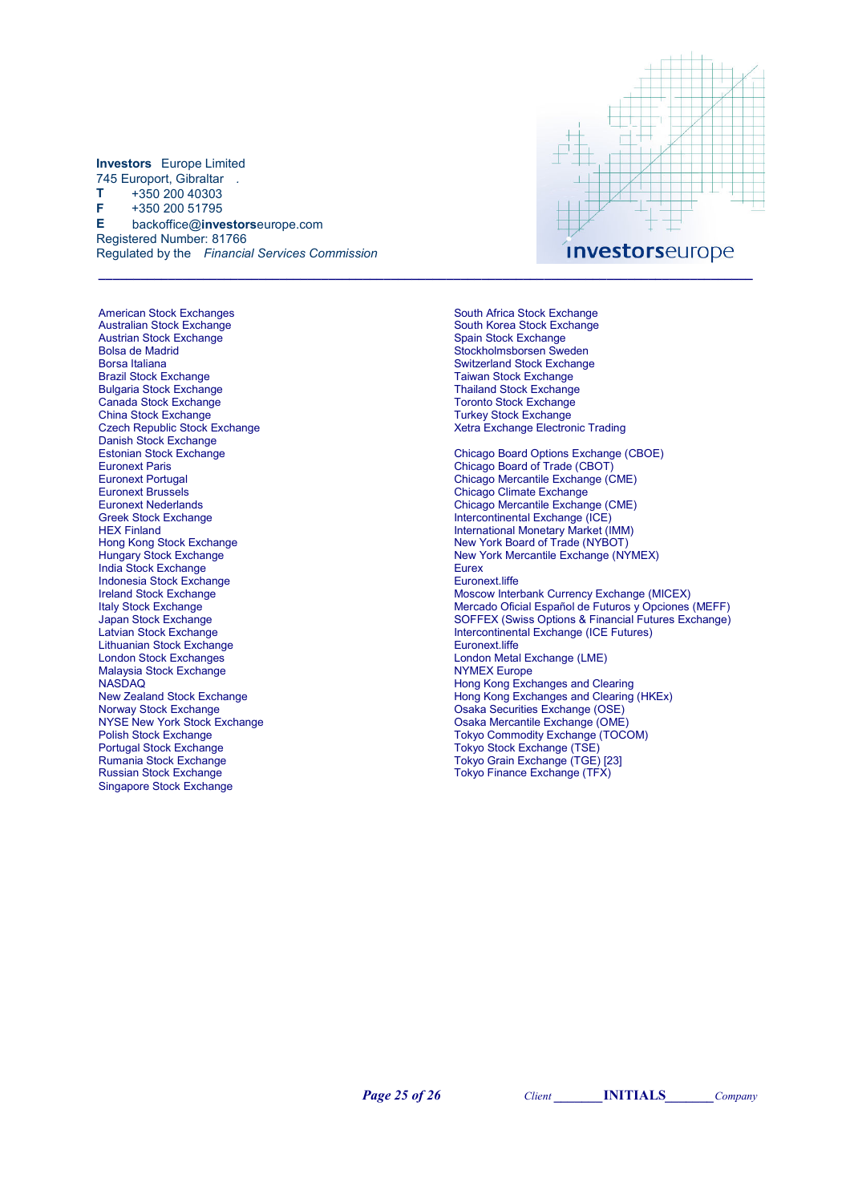**Investors** Europe Limited
745 Europort, Gibraltar .
**T** +350 200 40303
**F** +350 200 51795
**E** backoffice@**investors**europe.com
Registered Number: 81766
Regulated by the *Financial Services Commission*

---

American Stock Exchanges
Australian Stock Exchange
Austrian Stock Exchange
Bolsa de Madrid
Borsa Italiana
Brazil Stock Exchange
Bulgaria Stock Exchange
Canada Stock Exchange
China Stock Exchange
Czech Republic Stock Exchange
Danish Stock Exchange
Estonian Stock Exchange
Euronext Paris
Euronext Portugal
Euronext Brussels
Euronext Nederlands
Greek Stock Exchange
HEX Finland
Hong Kong Stock Exchange
Hungary Stock Exchange
India Stock Exchange
Indonesia Stock Exchange
Ireland Stock Exchange
Italy Stock Exchange
Japan Stock Exchange
Latvian Stock Exchange
Lithuanian Stock Exchange
London Stock Exchanges
Malaysia Stock Exchange
NASDAQ
New Zealand Stock Exchange
Norway Stock Exchange
NYSE New York Stock Exchange
Polish Stock Exchange
Portugal Stock Exchange
Rumania Stock Exchange
Russian Stock Exchange
Singapore Stock Exchange
South Africa Stock Exchange
South Korea Stock Exchange
Spain Stock Exchange
Stockholmsborsen Sweden
Switzerland Stock Exchange
Taiwan Stock Exchange
Thailand Stock Exchange
Toronto Stock Exchange
Turkey Stock Exchange
Xetra Exchange Electronic Trading

Chicago Board Options Exchange (CBOE)
Chicago Board of Trade (CBOT)
Chicago Mercantile Exchange (CME)
Chicago Climate Exchange
Chicago Mercantile Exchange (CME)
Intercontinental Exchange (ICE)
International Monetary Market (IMM)
New York Board of Trade (NYBOT)
New York Mercantile Exchange (NYMEX)
Eurex
Euronext.liffe
Moscow Interbank Currency Exchange (MICEX)
Mercado Oficial Español de Futuros y Opciones (MEFF)
SOFFEX (Swiss Options & Financial Futures Exchange)
Intercontinental Exchange (ICE Futures)
Euronext.liffe
London Metal Exchange (LME)
NYMEX Europe
Hong Kong Exchanges and Clearing
Hong Kong Exchanges and Clearing (HKEx)
Osaka Securities Exchange (OSE)
Osaka Mercantile Exchange (OME)
Tokyo Commodity Exchange (TOCOM)
Tokyo Stock Exchange (TSE)
Tokyo Grain Exchange (TGE) [23]
Tokyo Finance Exchange (TFX)

*Client* _______**INITIALS**_______ *Company*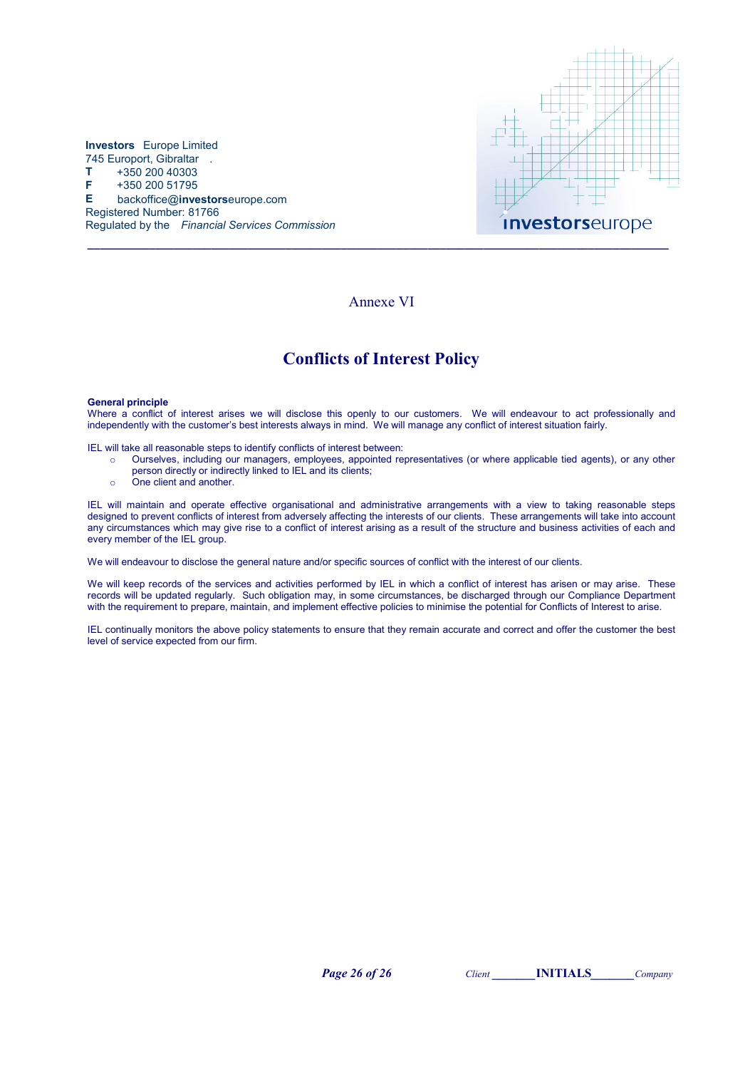**Investors** Europe Limited
745 Europort, Gibraltar .
**T** +350 200 40303
**F** +350 200 51795
**E** backoffice@**investors**europe.com
Registered Number: 81766
Regulated by the *Financial Services Commission*

Annexe VI

# Conflicts of Interest Policy

**General principle**
Where a conflict of interest arises we will disclose this openly to our customers. We will endeavour to act professionally and independently with the customer's best interests always in mind. We will manage any conflict of interest situation fairly.

IEL will take all reasonable steps to identify conflicts of interest between:

- Ourselves, including our managers, employees, appointed representatives (or where applicable tied agents), or any other person directly or indirectly linked to IEL and its clients;
- One client and another.

IEL will maintain and operate effective organisational and administrative arrangements with a view to taking reasonable steps designed to prevent conflicts of interest from adversely affecting the interests of our clients. These arrangements will take into account any circumstances which may give rise to a conflict of interest arising as a result of the structure and business activities of each and every member of the IEL group.

We will endeavour to disclose the general nature and/or specific sources of conflict with the interest of our clients.

We will keep records of the services and activities performed by IEL in which a conflict of interest has arisen or may arise. These records will be updated regularly. Such obligation may, in some circumstances, be discharged through our Compliance Department with the requirement to prepare, maintain, and implement effective policies to minimise the potential for Conflicts of Interest to arise.

IEL continually monitors the above policy statements to ensure that they remain accurate and correct and offer the customer the best level of service expected from our firm.

*Client* _______**INITIALS**_______ *Company*